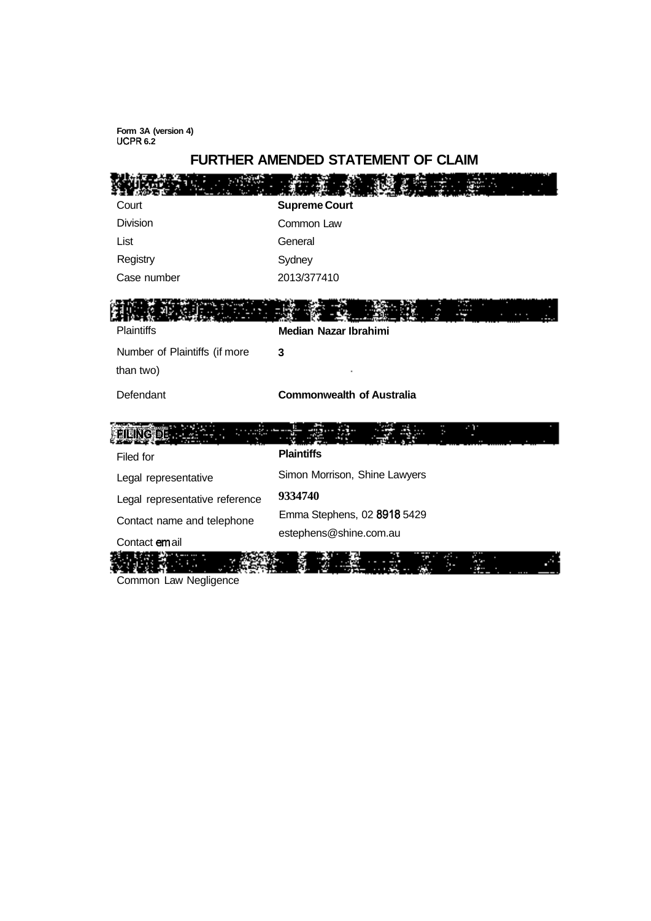Form 3A (version 4)
UCPR 6.2

# FURTHER AMENDED STATEMENT OF CLAIM

| | |
|---|---|
| Court | **Supreme Court** |
| Division | Common Law |
| List | General |
| Registry | Sydney |
| Case number | 2013/377410 |

| | |
|---|---|
| Plaintiffs | **Median Nazar Ibrahimi** |
| Number of Plaintiffs (if more than two) | **3** |
| Defendant | **Commonwealth of Australia** |

**FILING DE**

| | |
|---|---|
| Filed for | **Plaintiffs** |
| Legal representative | Simon Morrison, Shine Lawyers |
| Legal representative reference | **9334740** |
| Contact name and telephone | Emma Stephens, 02 8918 5429 |
| Contact email | estephens@shine.com.au |

Common Law Negligence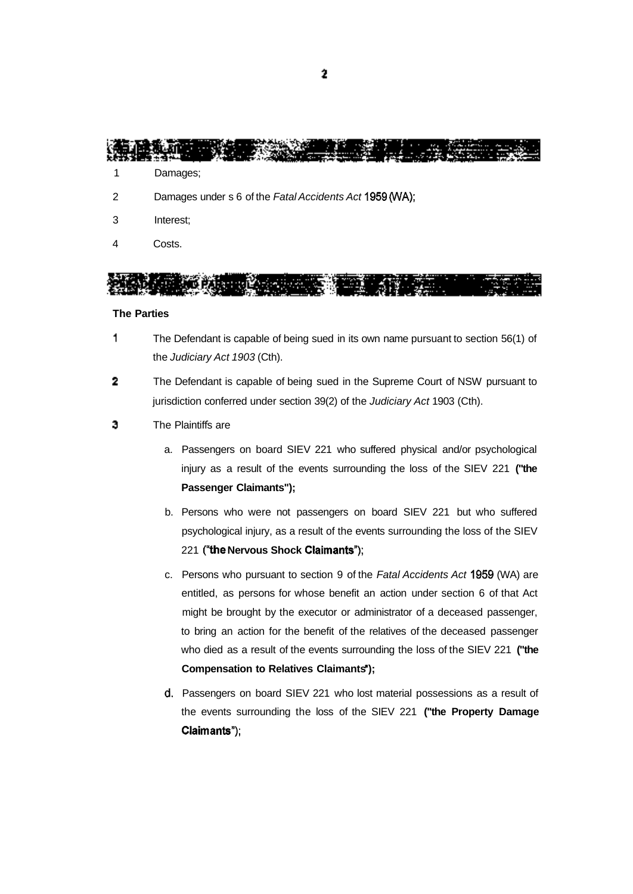1 Damages;

2 Damages under s 6 of the *Fatal Accidents Act* 1959 (WA);

3 Interest;

4 Costs.

**The Parties**

1 The Defendant is capable of being sued in its own name pursuant to section 56(1) of the *Judiciary Act 1903* (Cth).

2 The Defendant is capable of being sued in the Supreme Court of NSW pursuant to jurisdiction conferred under section 39(2) of the *Judiciary Act* 1903 (Cth).

3 The Plaintiffs are

a. Passengers on board SIEV 221 who suffered physical and/or psychological injury as a result of the events surrounding the loss of the SIEV 221 **("the Passenger Claimants");**

b. Persons who were not passengers on board SIEV 221 but who suffered psychological injury, as a result of the events surrounding the loss of the SIEV 221 **("the Nervous Shock Claimants")**;

c. Persons who pursuant to section 9 of the *Fatal Accidents Act* 1959 (WA) are entitled, as persons for whose benefit an action under section 6 of that Act might be brought by the executor or administrator of a deceased passenger, to bring an action for the benefit of the relatives of the deceased passenger who died as a result of the events surrounding the loss of the SIEV 221 **("the Compensation to Relatives Claimants");**

d. Passengers on board SIEV 221 who lost material possessions as a result of the events surrounding the loss of the SIEV 221 **("the Property Damage Claimants")**;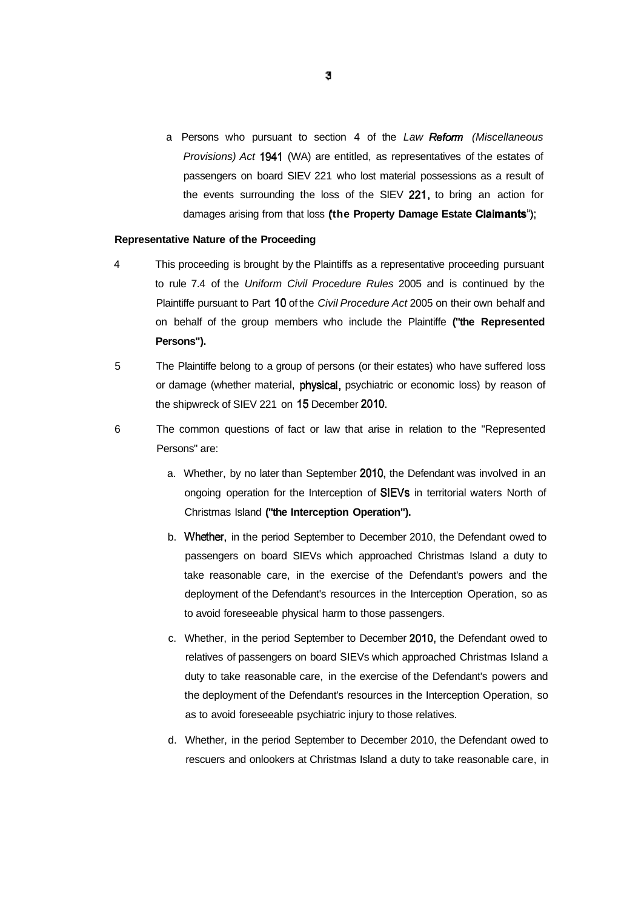a Persons who pursuant to section 4 of the *Law Reform (Miscellaneous Provisions) Act* 1941 (WA) are entitled, as representatives of the estates of passengers on board SIEV 221 who lost material possessions as a result of the events surrounding the loss of the SIEV 221, to bring an action for damages arising from that loss **('the Property Damage Estate Claimants'')**;

**Representative Nature of the Proceeding**

4 This proceeding is brought by the Plaintiffs as a representative proceeding pursuant to rule 7.4 of the *Uniform Civil Procedure Rules* 2005 and is continued by the Plaintiffe pursuant to Part 10 of the *Civil Procedure Act* 2005 on their own behalf and on behalf of the group members who include the Plaintiffe **("the Represented Persons").**

5 The Plaintiffe belong to a group of persons (or their estates) who have suffered loss or damage (whether material, physical, psychiatric or economic loss) by reason of the shipwreck of SIEV 221 on 15 December 2010.

6 The common questions of fact or law that arise in relation to the "Represented Persons" are:

a. Whether, by no later than September 2010, the Defendant was involved in an ongoing operation for the Interception of SIEVs in territorial waters North of Christmas Island **("the Interception Operation").**

b. Whether, in the period September to December 2010, the Defendant owed to passengers on board SIEVs which approached Christmas Island a duty to take reasonable care, in the exercise of the Defendant's powers and the deployment of the Defendant's resources in the Interception Operation, so as to avoid foreseeable physical harm to those passengers.

c. Whether, in the period September to December 2010, the Defendant owed to relatives of passengers on board SIEVs which approached Christmas Island a duty to take reasonable care, in the exercise of the Defendant's powers and the deployment of the Defendant's resources in the Interception Operation, so as to avoid foreseeable psychiatric injury to those relatives.

d. Whether, in the period September to December 2010, the Defendant owed to rescuers and onlookers at Christmas Island a duty to take reasonable care, in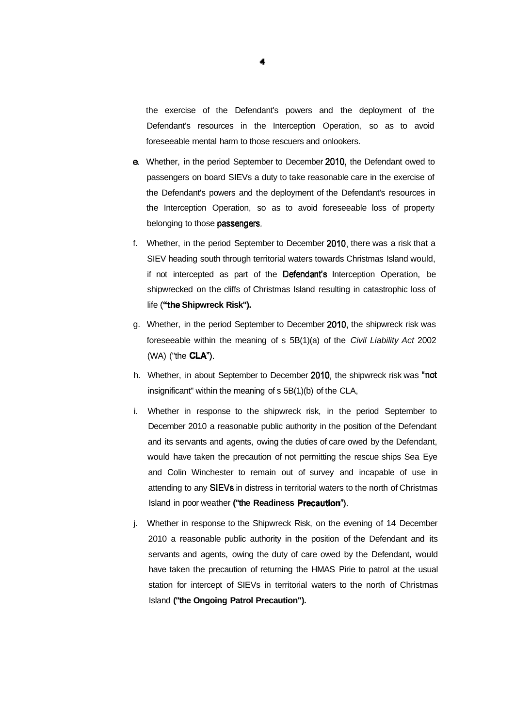the exercise of the Defendant's powers and the deployment of the Defendant's resources in the Interception Operation, so as to avoid foreseeable mental harm to those rescuers and onlookers.

e. Whether, in the period September to December 2010, the Defendant owed to passengers on board SIEVs a duty to take reasonable care in the exercise of the Defendant's powers and the deployment of the Defendant's resources in the Interception Operation, so as to avoid foreseeable loss of property belonging to those passengers.

f. Whether, in the period September to December 2010, there was a risk that a SIEV heading south through territorial waters towards Christmas Island would, if not intercepted as part of the Defendant's Interception Operation, be shipwrecked on the cliffs of Christmas Island resulting in catastrophic loss of life (**"the Shipwreck Risk").**

g. Whether, in the period September to December 2010, the shipwreck risk was foreseeable within the meaning of s 5B(1)(a) of the *Civil Liability Act* 2002 (WA) ("the **CLA**").

h. Whether, in about September to December 2010, the shipwreck risk was "not insignificant" within the meaning of s 5B(1)(b) of the CLA,

i. Whether in response to the shipwreck risk, in the period September to December 2010 a reasonable public authority in the position of the Defendant and its servants and agents, owing the duties of care owed by the Defendant, would have taken the precaution of not permitting the rescue ships Sea Eye and Colin Winchester to remain out of survey and incapable of use in attending to any SIEVs in distress in territorial waters to the north of Christmas Island in poor weather **("the Readiness Precaution"**).

j. Whether in response to the Shipwreck Risk, on the evening of 14 December 2010 a reasonable public authority in the position of the Defendant and its servants and agents, owing the duty of care owed by the Defendant, would have taken the precaution of returning the HMAS Pirie to patrol at the usual station for intercept of SIEVs in territorial waters to the north of Christmas Island **("the Ongoing Patrol Precaution").**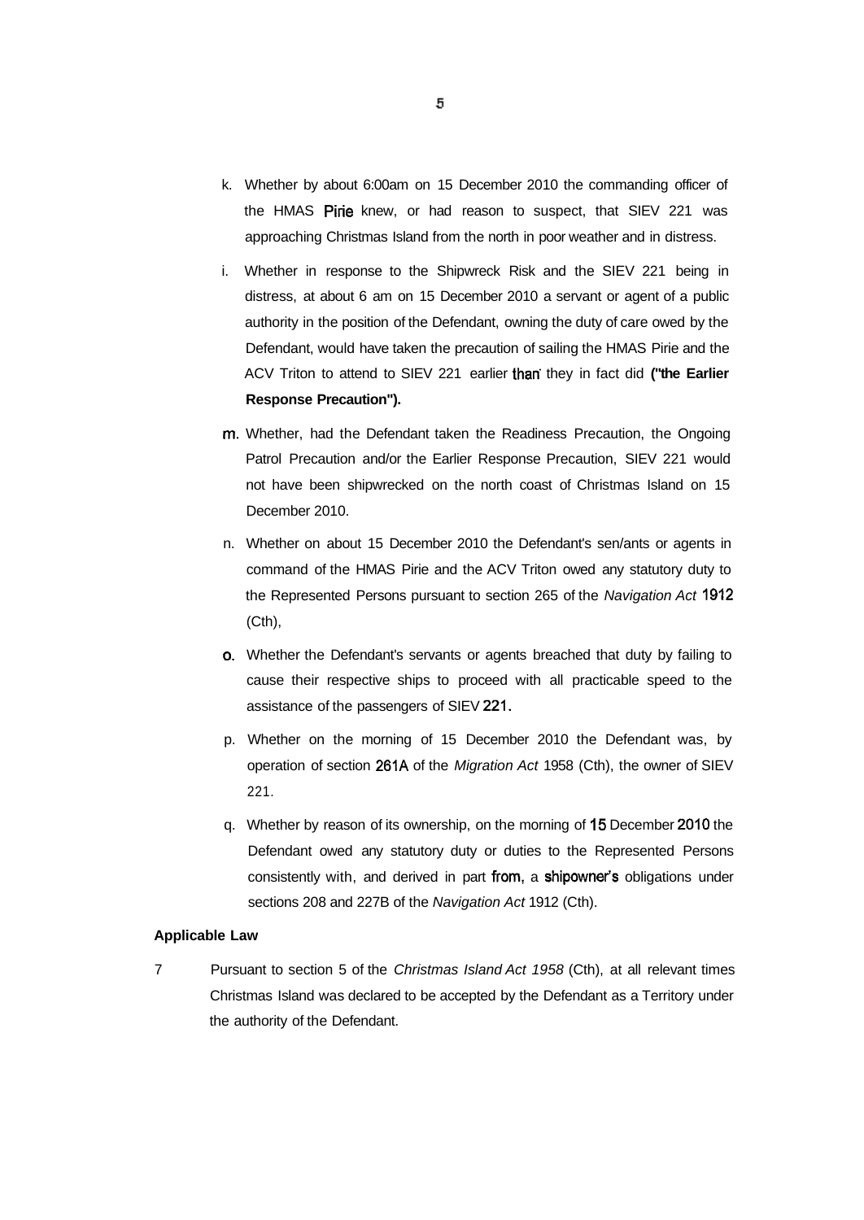k. Whether by about 6:00am on 15 December 2010 the commanding officer of the HMAS Pirie knew, or had reason to suspect, that SIEV 221 was approaching Christmas Island from the north in poor weather and in distress.

i. Whether in response to the Shipwreck Risk and the SIEV 221 being in distress, at about 6 am on 15 December 2010 a servant or agent of a public authority in the position of the Defendant, owning the duty of care owed by the Defendant, would have taken the precaution of sailing the HMAS Pirie and the ACV Triton to attend to SIEV 221 earlier than they in fact did **("the Earlier Response Precaution").**

m. Whether, had the Defendant taken the Readiness Precaution, the Ongoing Patrol Precaution and/or the Earlier Response Precaution, SIEV 221 would not have been shipwrecked on the north coast of Christmas Island on 15 December 2010.

n. Whether on about 15 December 2010 the Defendant's sen/ants or agents in command of the HMAS Pirie and the ACV Triton owed any statutory duty to the Represented Persons pursuant to section 265 of the *Navigation Act* 1912 (Cth),

o. Whether the Defendant's servants or agents breached that duty by failing to cause their respective ships to proceed with all practicable speed to the assistance of the passengers of SIEV 221.

p. Whether on the morning of 15 December 2010 the Defendant was, by operation of section 261A of the *Migration Act* 1958 (Cth), the owner of SIEV 221.

q. Whether by reason of its ownership, on the morning of 15 December 2010 the Defendant owed any statutory duty or duties to the Represented Persons consistently with, and derived in part from, a shipowner's obligations under sections 208 and 227B of the *Navigation Act* 1912 (Cth).

**Applicable Law**

7 Pursuant to section 5 of the *Christmas Island Act 1958* (Cth), at all relevant times Christmas Island was declared to be accepted by the Defendant as a Territory under the authority of the Defendant.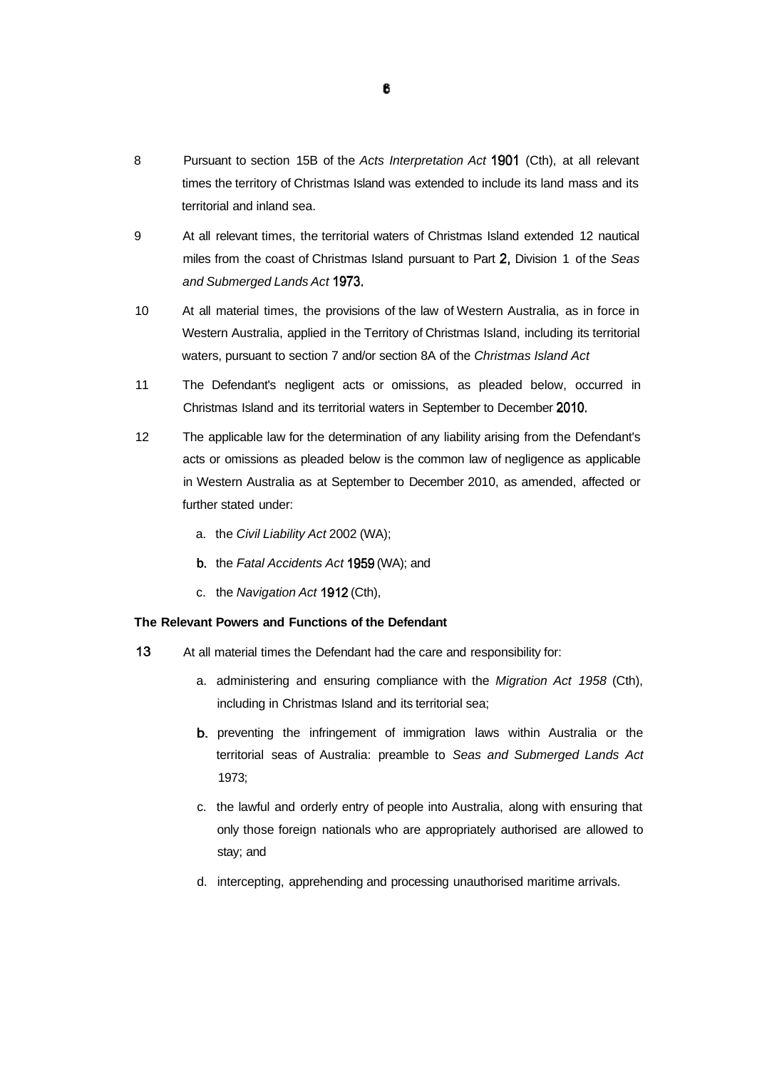8 Pursuant to section 15B of the *Acts Interpretation Act* 1901 (Cth), at all relevant times the territory of Christmas Island was extended to include its land mass and its territorial and inland sea.

9 At all relevant times, the territorial waters of Christmas Island extended 12 nautical miles from the coast of Christmas Island pursuant to Part 2, Division 1 of the *Seas and Submerged Lands Act* 1973.

10 At all material times, the provisions of the law of Western Australia, as in force in Western Australia, applied in the Territory of Christmas Island, including its territorial waters, pursuant to section 7 and/or section 8A of the *Christmas Island Act*

11 The Defendant's negligent acts or omissions, as pleaded below, occurred in Christmas Island and its territorial waters in September to December 2010.

12 The applicable law for the determination of any liability arising from the Defendant's acts or omissions as pleaded below is the common law of negligence as applicable in Western Australia as at September to December 2010, as amended, affected or further stated under:

a. the *Civil Liability Act* 2002 (WA);

b. the *Fatal Accidents Act* 1959 (WA); and

c. the *Navigation Act* 1912 (Cth),

**The Relevant Powers and Functions of the Defendant**

13 At all material times the Defendant had the care and responsibility for:

a. administering and ensuring compliance with the *Migration Act 1958* (Cth), including in Christmas Island and its territorial sea;

b. preventing the infringement of immigration laws within Australia or the territorial seas of Australia: preamble to *Seas and Submerged Lands Act* 1973;

c. the lawful and orderly entry of people into Australia, along with ensuring that only those foreign nationals who are appropriately authorised are allowed to stay; and

d. intercepting, apprehending and processing unauthorised maritime arrivals.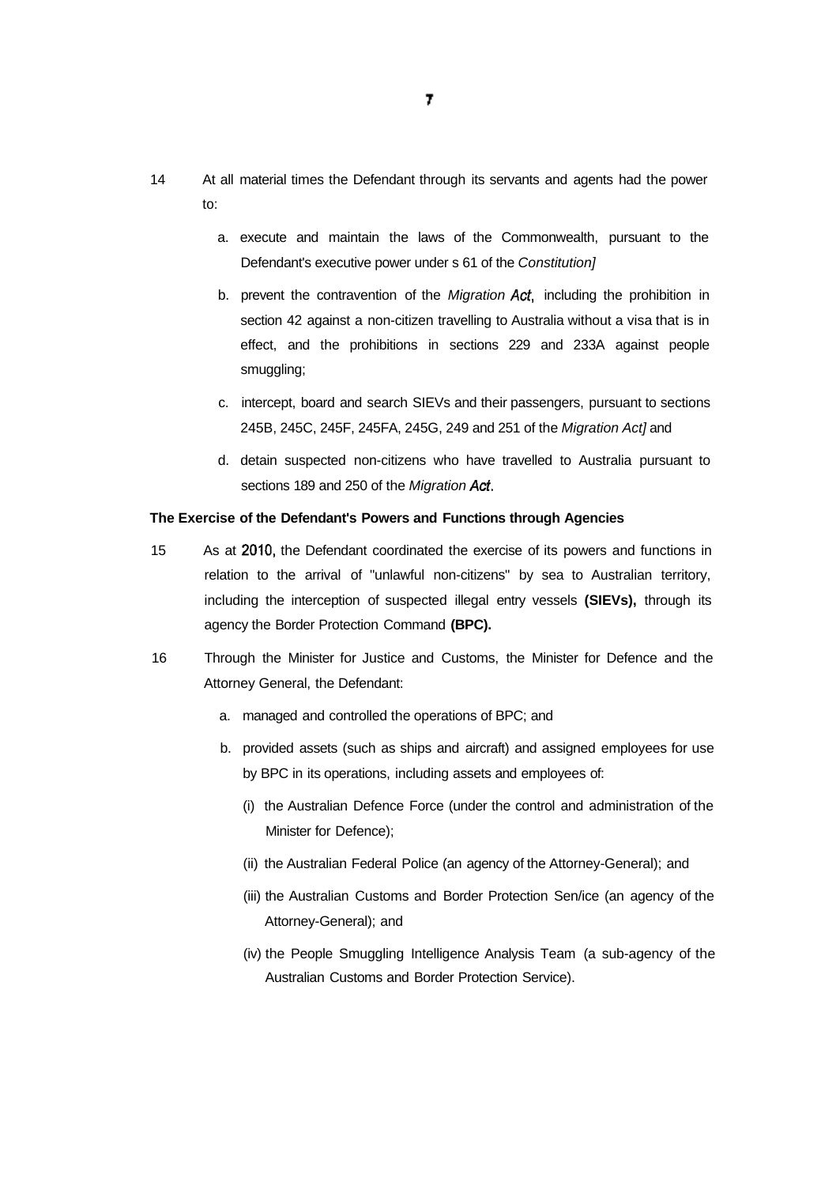14 At all material times the Defendant through its servants and agents had the power to:

a. execute and maintain the laws of the Commonwealth, pursuant to the Defendant's executive power under s 61 of the *Constitution]*

b. prevent the contravention of the *Migration Act*, including the prohibition in section 42 against a non-citizen travelling to Australia without a visa that is in effect, and the prohibitions in sections 229 and 233A against people smuggling;

c. intercept, board and search SIEVs and their passengers, pursuant to sections 245B, 245C, 245F, 245FA, 245G, 249 and 251 of the *Migration Act]* and

d. detain suspected non-citizens who have travelled to Australia pursuant to sections 189 and 250 of the *Migration Act*.

**The Exercise of the Defendant's Powers and Functions through Agencies**

15 As at 2010, the Defendant coordinated the exercise of its powers and functions in relation to the arrival of "unlawful non-citizens" by sea to Australian territory, including the interception of suspected illegal entry vessels **(SIEVs),** through its agency the Border Protection Command **(BPC).**

16 Through the Minister for Justice and Customs, the Minister for Defence and the Attorney General, the Defendant:

a. managed and controlled the operations of BPC; and

b. provided assets (such as ships and aircraft) and assigned employees for use by BPC in its operations, including assets and employees of:

(i) the Australian Defence Force (under the control and administration of the Minister for Defence);

(ii) the Australian Federal Police (an agency of the Attorney-General); and

(iii) the Australian Customs and Border Protection Sen/ice (an agency of the Attorney-General); and

(iv) the People Smuggling Intelligence Analysis Team (a sub-agency of the Australian Customs and Border Protection Service).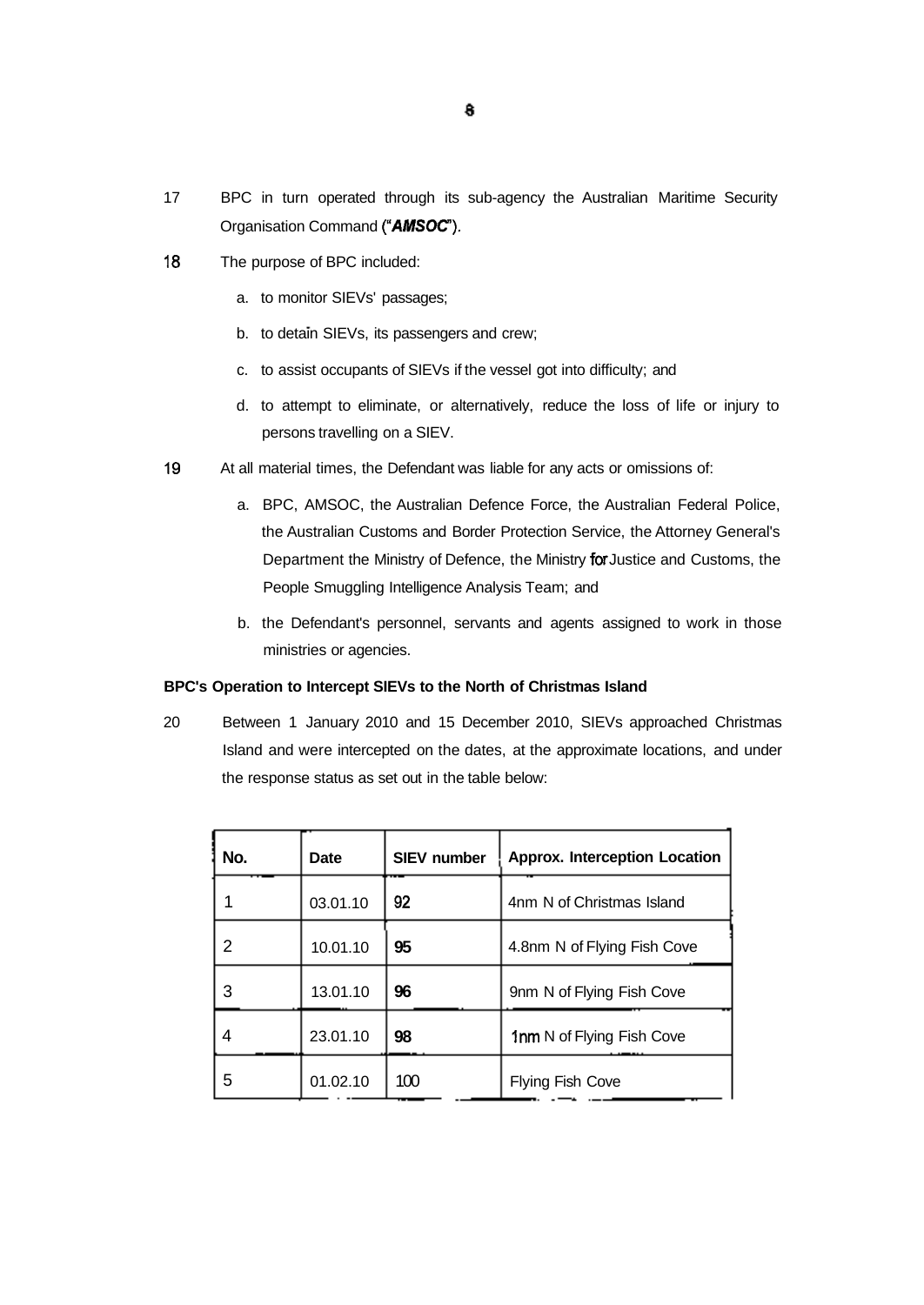17 BPC in turn operated through its sub-agency the Australian Maritime Security Organisation Command ("***AMSOC***").

18 The purpose of BPC included:

a. to monitor SIEVs' passages;

b. to detain SIEVs, its passengers and crew;

c. to assist occupants of SIEVs if the vessel got into difficulty; and

d. to attempt to eliminate, or alternatively, reduce the loss of life or injury to persons travelling on a SIEV.

19 At all material times, the Defendant was liable for any acts or omissions of:

a. BPC, AMSOC, the Australian Defence Force, the Australian Federal Police, the Australian Customs and Border Protection Service, the Attorney General's Department the Ministry of Defence, the Ministry for Justice and Customs, the People Smuggling Intelligence Analysis Team; and

b. the Defendant's personnel, servants and agents assigned to work in those ministries or agencies.

**BPC's Operation to Intercept SIEVs to the North of Christmas Island**

20 Between 1 January 2010 and 15 December 2010, SIEVs approached Christmas Island and were intercepted on the dates, at the approximate locations, and under the response status as set out in the table below:

| No. | Date | SIEV number | Approx. Interception Location |
|---|---|---|---|
| 1 | 03.01.10 | 92 | 4nm N of Christmas Island |
| 2 | 10.01.10 | 95 | 4.8nm N of Flying Fish Cove |
| 3 | 13.01.10 | 96 | 9nm N of Flying Fish Cove |
| 4 | 23.01.10 | 98 | 1nm N of Flying Fish Cove |
| 5 | 01.02.10 | 100 | Flying Fish Cove |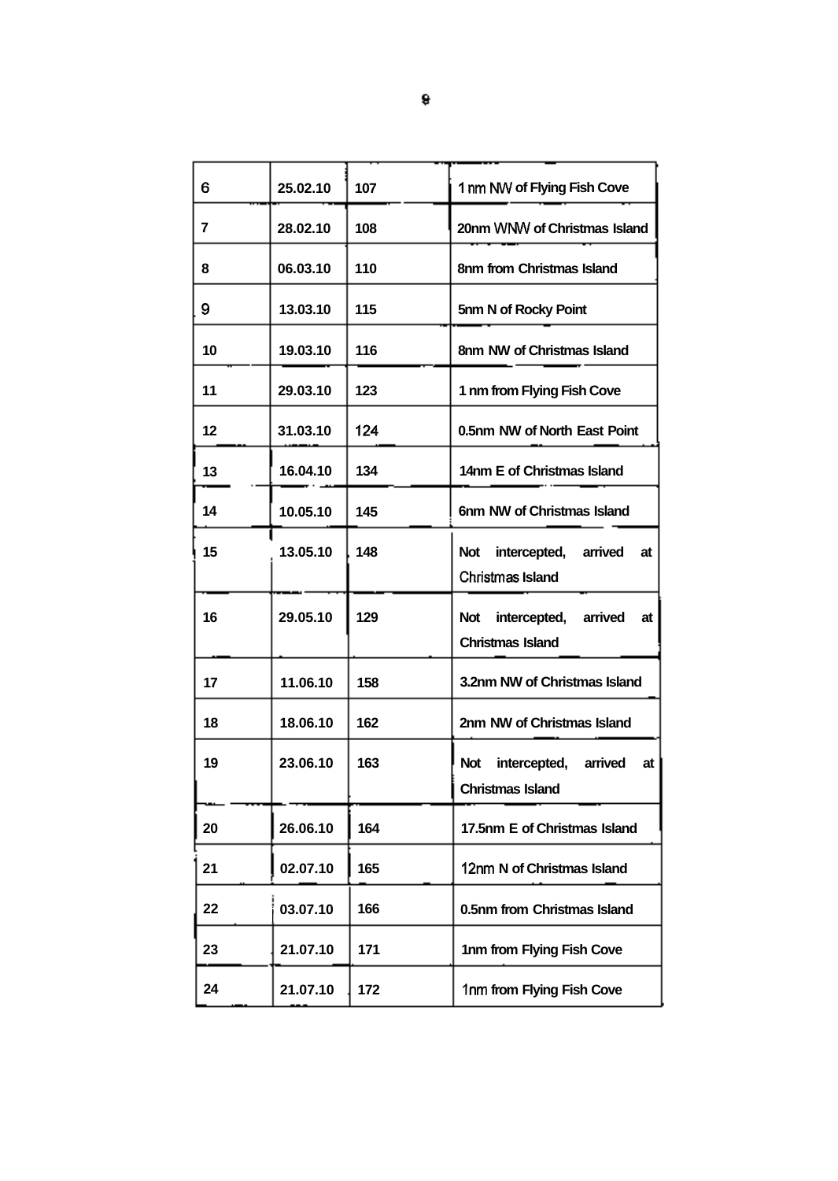| 6 | 25.02.10 | 107 | 1 nm NW of Flying Fish Cove |
|---|---|---|---|
| 7 | 28.02.10 | 108 | 20nm WNW of Christmas Island |
| 8 | 06.03.10 | 110 | 8nm from Christmas Island |
| 9 | 13.03.10 | 115 | 5nm N of Rocky Point |
| 10 | 19.03.10 | 116 | 8nm NW of Christmas Island |
| 11 | 29.03.10 | 123 | 1 nm from Flying Fish Cove |
| 12 | 31.03.10 | 124 | 0.5nm NW of North East Point |
| 13 | 16.04.10 | 134 | 14nm E of Christmas Island |
| 14 | 10.05.10 | 145 | 6nm NW of Christmas Island |
| 15 | 13.05.10 | 148 | Not intercepted, arrived at Christmas Island |
| 16 | 29.05.10 | 129 | Not intercepted, arrived at Christmas Island |
| 17 | 11.06.10 | 158 | 3.2nm NW of Christmas Island |
| 18 | 18.06.10 | 162 | 2nm NW of Christmas Island |
| 19 | 23.06.10 | 163 | Not intercepted, arrived at Christmas Island |
| 20 | 26.06.10 | 164 | 17.5nm E of Christmas Island |
| 21 | 02.07.10 | 165 | 12nm N of Christmas Island |
| 22 | 03.07.10 | 166 | 0.5nm from Christmas Island |
| 23 | 21.07.10 | 171 | 1nm from Flying Fish Cove |
| 24 | 21.07.10 | 172 | 1nm from Flying Fish Cove |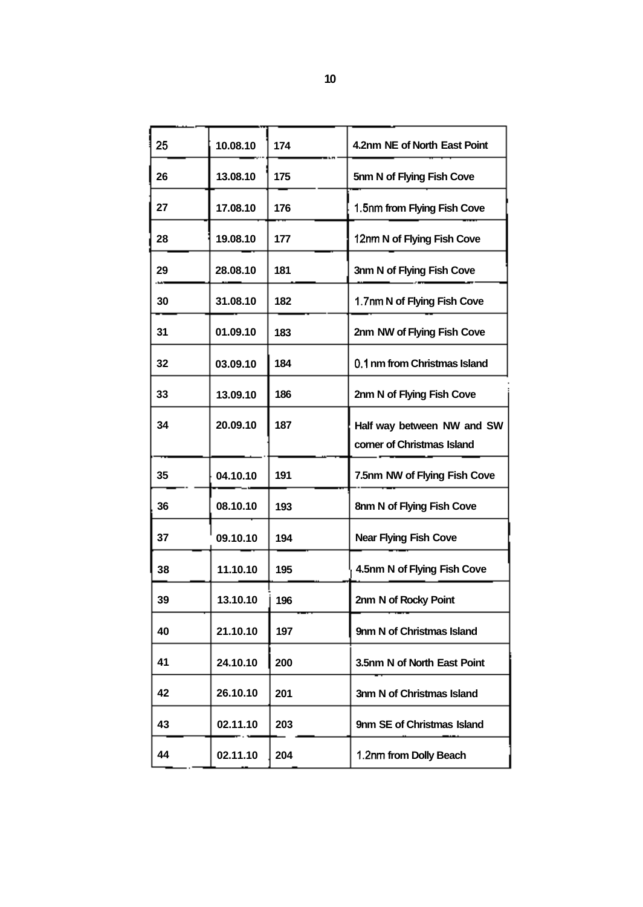| 25 | 10.08.10 | 174 | 4.2nm NE of North East Point |
|---|---|---|---|
| 26 | 13.08.10 | 175 | 5nm N of Flying Fish Cove |
| 27 | 17.08.10 | 176 | 1.5nm from Flying Fish Cove |
| 28 | 19.08.10 | 177 | 12nm N of Flying Fish Cove |
| 29 | 28.08.10 | 181 | 3nm N of Flying Fish Cove |
| 30 | 31.08.10 | 182 | 1.7nm N of Flying Fish Cove |
| 31 | 01.09.10 | 183 | 2nm NW of Flying Fish Cove |
| 32 | 03.09.10 | 184 | 0.1 nm from Christmas Island |
| 33 | 13.09.10 | 186 | 2nm N of Flying Fish Cove |
| 34 | 20.09.10 | 187 | Half way between NW and SW corner of Christmas Island |
| 35 | 04.10.10 | 191 | 7.5nm NW of Flying Fish Cove |
| 36 | 08.10.10 | 193 | 8nm N of Flying Fish Cove |
| 37 | 09.10.10 | 194 | Near Flying Fish Cove |
| 38 | 11.10.10 | 195 | 4.5nm N of Flying Fish Cove |
| 39 | 13.10.10 | 196 | 2nm N of Rocky Point |
| 40 | 21.10.10 | 197 | 9nm N of Christmas Island |
| 41 | 24.10.10 | 200 | 3.5nm N of North East Point |
| 42 | 26.10.10 | 201 | 3nm N of Christmas Island |
| 43 | 02.11.10 | 203 | 9nm SE of Christmas Island |
| 44 | 02.11.10 | 204 | 1.2nm from Dolly Beach |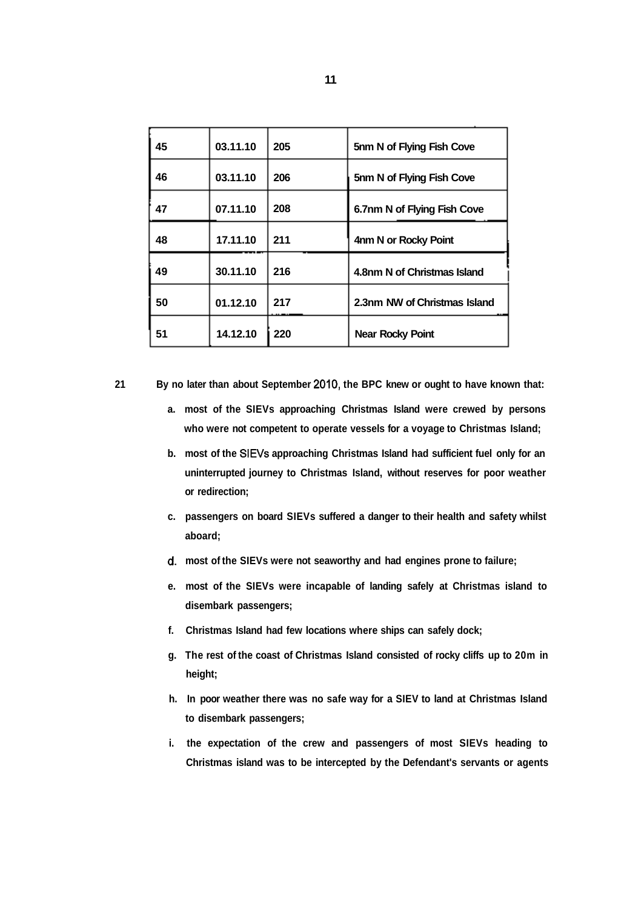| | | | |
|---|---|---|---|
| 45 | 03.11.10 | 205 | 5nm N of Flying Fish Cove |
| 46 | 03.11.10 | 206 | 5nm N of Flying Fish Cove |
| 47 | 07.11.10 | 208 | 6.7nm N of Flying Fish Cove |
| 48 | 17.11.10 | 211 | 4nm N or Rocky Point |
| 49 | 30.11.10 | 216 | 4.8nm N of Christmas Island |
| 50 | 01.12.10 | 217 | 2.3nm NW of Christmas Island |
| 51 | 14.12.10 | 220 | Near Rocky Point |

21 By no later than about September 2010, the BPC knew or ought to have known that:

a. most of the SIEVs approaching Christmas Island were crewed by persons who were not competent to operate vessels for a voyage to Christmas Island;

b. most of the SIEVs approaching Christmas Island had sufficient fuel only for an uninterrupted journey to Christmas Island, without reserves for poor weather or redirection;

c. passengers on board SIEVs suffered a danger to their health and safety whilst aboard;

d. most of the SIEVs were not seaworthy and had engines prone to failure;

e. most of the SIEVs were incapable of landing safely at Christmas island to disembark passengers;

f. Christmas Island had few locations where ships can safely dock;

g. The rest of the coast of Christmas Island consisted of rocky cliffs up to 20m in height;

h. In poor weather there was no safe way for a SIEV to land at Christmas Island to disembark passengers;

i. the expectation of the crew and passengers of most SIEVs heading to Christmas island was to be intercepted by the Defendant's servants or agents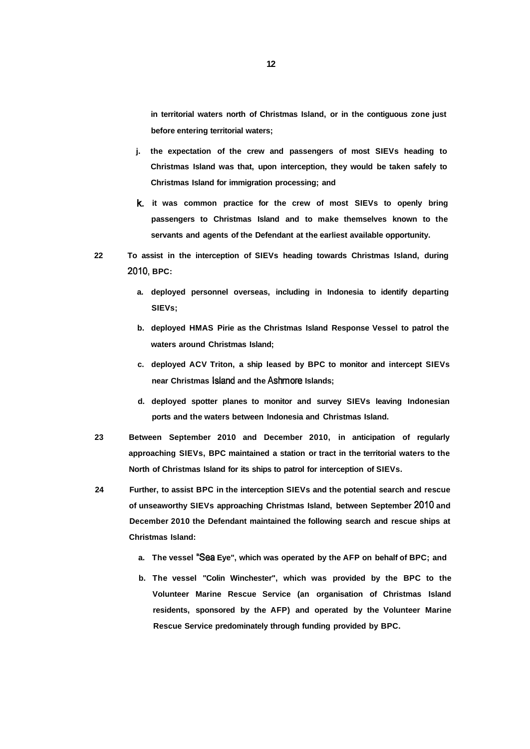in territorial waters north of Christmas Island, or in the contiguous zone just before entering territorial waters;

j. the expectation of the crew and passengers of most SIEVs heading to Christmas Island was that, upon interception, they would be taken safely to Christmas Island for immigration processing; and

k. it was common practice for the crew of most SIEVs to openly bring passengers to Christmas Island and to make themselves known to the servants and agents of the Defendant at the earliest available opportunity.

22 To assist in the interception of SIEVs heading towards Christmas Island, during 2010, BPC:

a. deployed personnel overseas, including in Indonesia to identify departing SIEVs;

b. deployed HMAS Pirie as the Christmas Island Response Vessel to patrol the waters around Christmas Island;

c. deployed ACV Triton, a ship leased by BPC to monitor and intercept SIEVs near Christmas Island and the Ashmore Islands;

d. deployed spotter planes to monitor and survey SIEVs leaving Indonesian ports and the waters between Indonesia and Christmas Island.

23 Between September 2010 and December 2010, in anticipation of regularly approaching SIEVs, BPC maintained a station or tract in the territorial waters to the North of Christmas Island for its ships to patrol for interception of SIEVs.

24 Further, to assist BPC in the interception SIEVs and the potential search and rescue of unseaworthy SIEVs approaching Christmas Island, between September 2010 and December 2010 the Defendant maintained the following search and rescue ships at Christmas Island:

a. The vessel "Sea Eye", which was operated by the AFP on behalf of BPC; and

b. The vessel "Colin Winchester", which was provided by the BPC to the Volunteer Marine Rescue Service (an organisation of Christmas Island residents, sponsored by the AFP) and operated by the Volunteer Marine Rescue Service predominately through funding provided by BPC.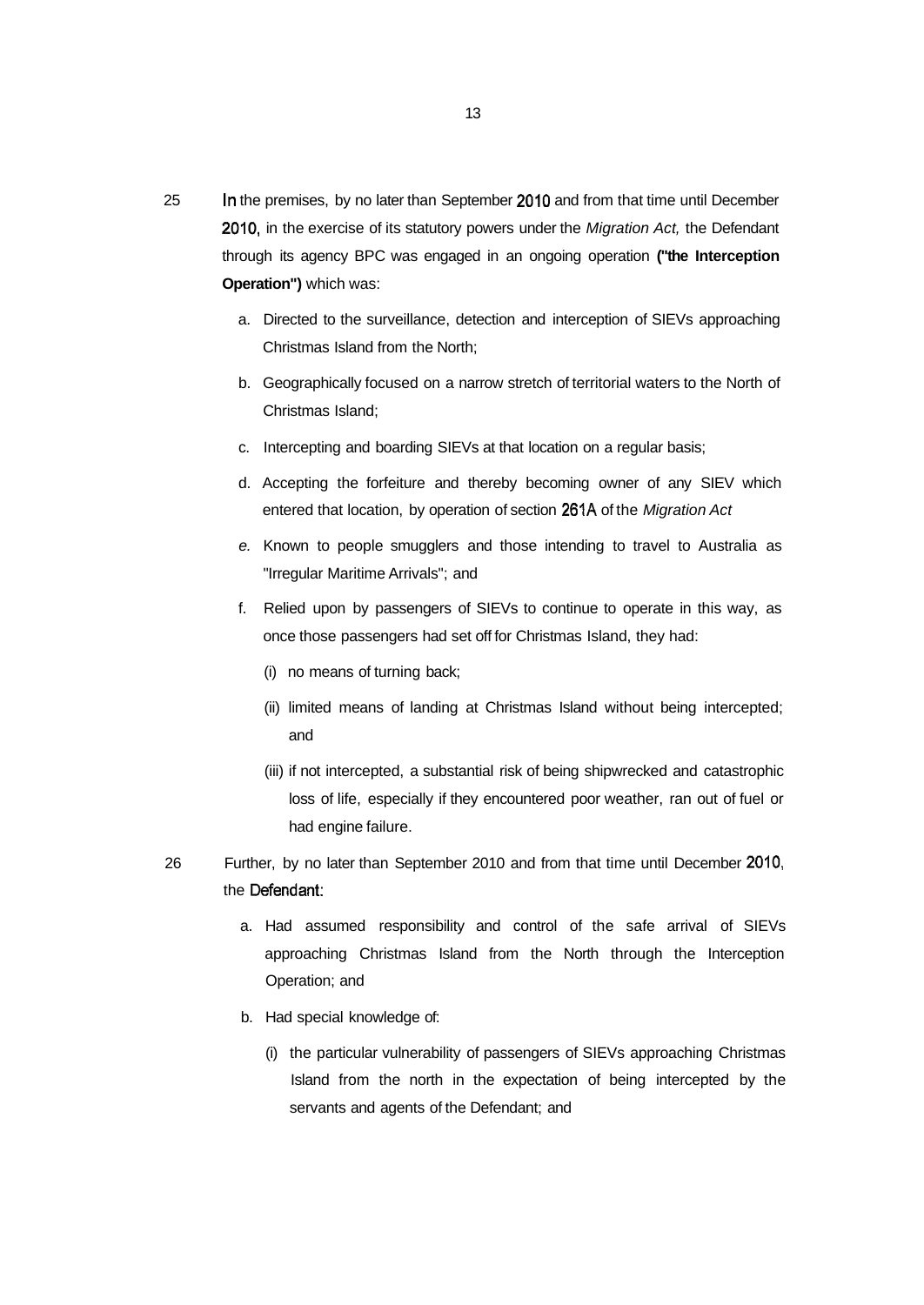25 In the premises, by no later than September 2010 and from that time until December 2010, in the exercise of its statutory powers under the *Migration Act,* the Defendant through its agency BPC was engaged in an ongoing operation **("the Interception Operation")** which was:

a. Directed to the surveillance, detection and interception of SIEVs approaching Christmas Island from the North;

b. Geographically focused on a narrow stretch of territorial waters to the North of Christmas Island;

c. Intercepting and boarding SIEVs at that location on a regular basis;

d. Accepting the forfeiture and thereby becoming owner of any SIEV which entered that location, by operation of section 261A of the *Migration Act*

e. Known to people smugglers and those intending to travel to Australia as "Irregular Maritime Arrivals"; and

f. Relied upon by passengers of SIEVs to continue to operate in this way, as once those passengers had set off for Christmas Island, they had:

   (i) no means of turning back;

   (ii) limited means of landing at Christmas Island without being intercepted; and

   (iii) if not intercepted, a substantial risk of being shipwrecked and catastrophic loss of life, especially if they encountered poor weather, ran out of fuel or had engine failure.

26 Further, by no later than September 2010 and from that time until December 2010, the Defendant:

a. Had assumed responsibility and control of the safe arrival of SIEVs approaching Christmas Island from the North through the Interception Operation; and

b. Had special knowledge of:

   (i) the particular vulnerability of passengers of SIEVs approaching Christmas Island from the north in the expectation of being intercepted by the servants and agents of the Defendant; and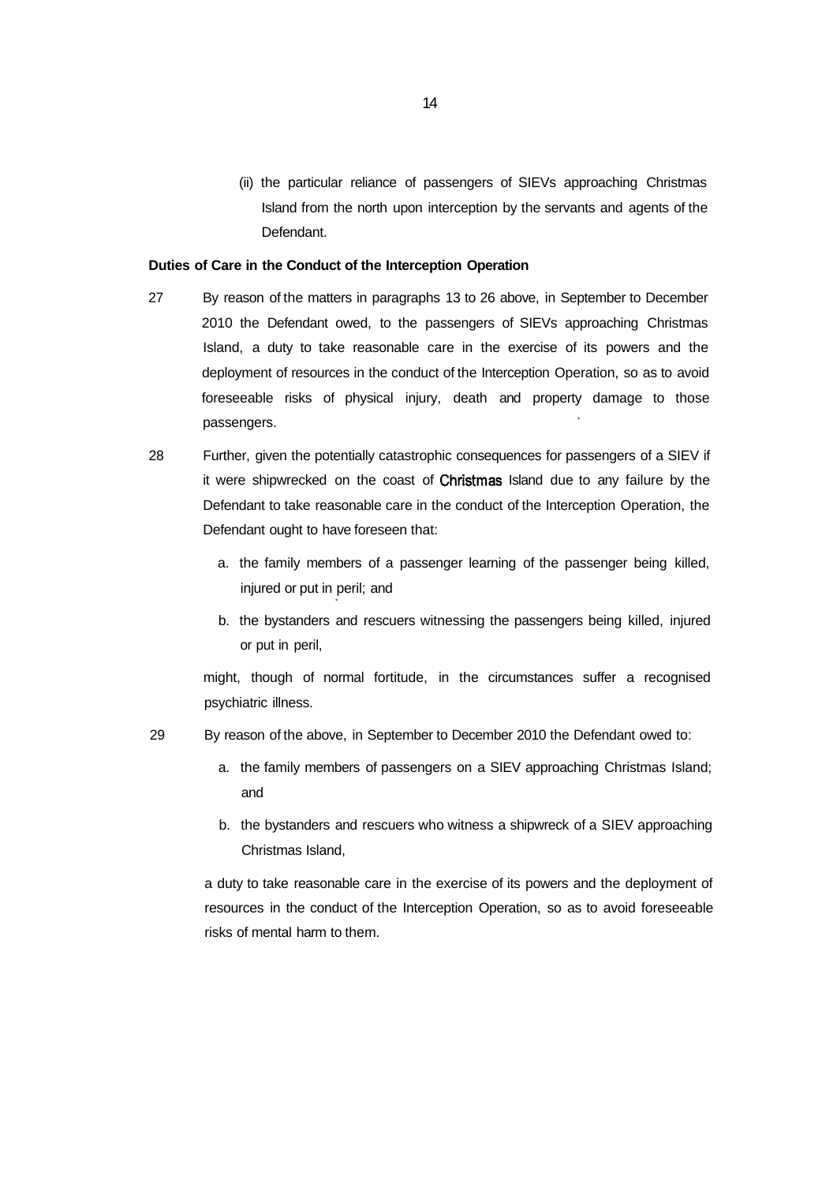(ii) the particular reliance of passengers of SIEVs approaching Christmas Island from the north upon interception by the servants and agents of the Defendant.

**Duties of Care in the Conduct of the Interception Operation**

27 By reason of the matters in paragraphs 13 to 26 above, in September to December 2010 the Defendant owed, to the passengers of SIEVs approaching Christmas Island, a duty to take reasonable care in the exercise of its powers and the deployment of resources in the conduct of the Interception Operation, so as to avoid foreseeable risks of physical injury, death and property damage to those passengers.

28 Further, given the potentially catastrophic consequences for passengers of a SIEV if it were shipwrecked on the coast of Christmas Island due to any failure by the Defendant to take reasonable care in the conduct of the Interception Operation, the Defendant ought to have foreseen that:

a. the family members of a passenger learning of the passenger being killed, injured or put in peril; and

b. the bystanders and rescuers witnessing the passengers being killed, injured or put in peril,

might, though of normal fortitude, in the circumstances suffer a recognised psychiatric illness.

29 By reason of the above, in September to December 2010 the Defendant owed to:

a. the family members of passengers on a SIEV approaching Christmas Island; and

b. the bystanders and rescuers who witness a shipwreck of a SIEV approaching Christmas Island,

a duty to take reasonable care in the exercise of its powers and the deployment of resources in the conduct of the Interception Operation, so as to avoid foreseeable risks of mental harm to them.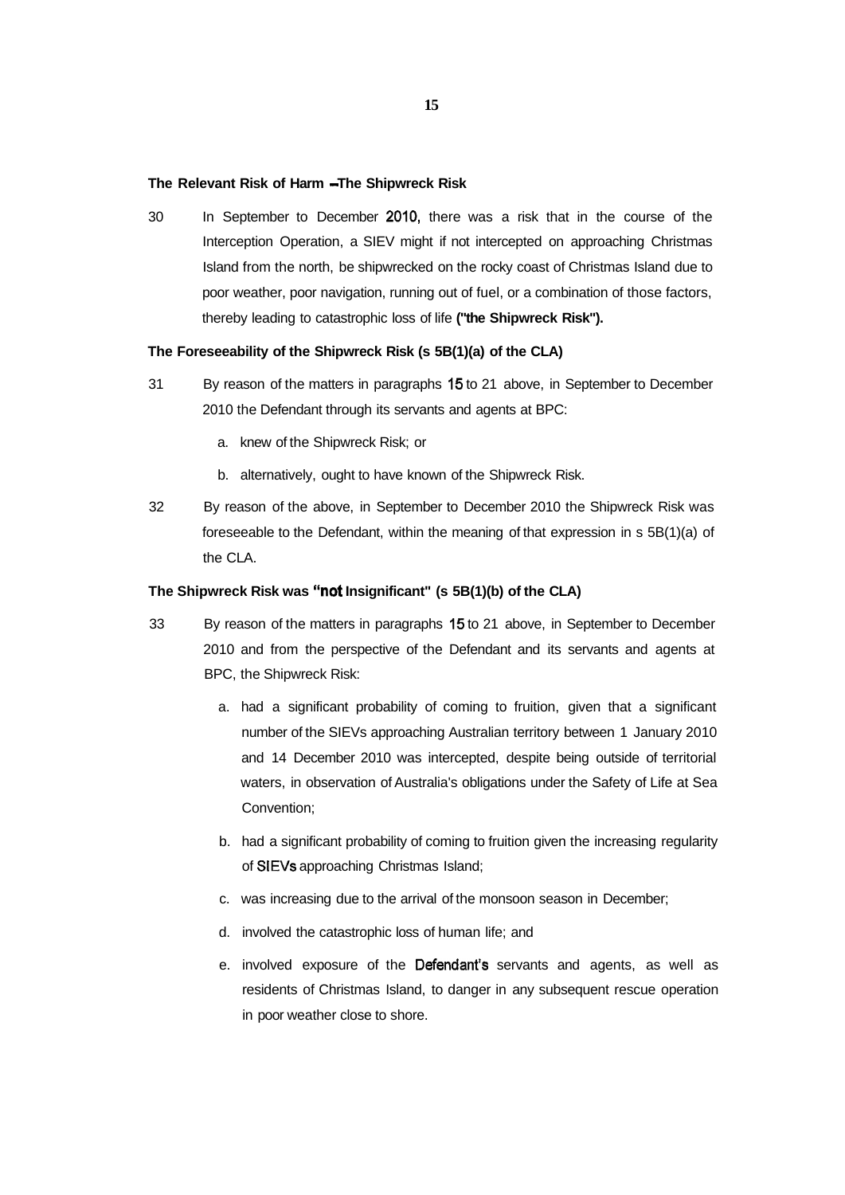**The Relevant Risk of Harm – The Shipwreck Risk**

30 In September to December 2010, there was a risk that in the course of the Interception Operation, a SIEV might if not intercepted on approaching Christmas Island from the north, be shipwrecked on the rocky coast of Christmas Island due to poor weather, poor navigation, running out of fuel, or a combination of those factors, thereby leading to catastrophic loss of life **("the Shipwreck Risk").**

**The Foreseeability of the Shipwreck Risk (s 5B(1)(a) of the CLA)**

31 By reason of the matters in paragraphs 15 to 21 above, in September to December 2010 the Defendant through its servants and agents at BPC:

a. knew of the Shipwreck Risk; or

b. alternatively, ought to have known of the Shipwreck Risk.

32 By reason of the above, in September to December 2010 the Shipwreck Risk was foreseeable to the Defendant, within the meaning of that expression in s 5B(1)(a) of the CLA.

**The Shipwreck Risk was "not Insignificant" (s 5B(1)(b) of the CLA)**

33 By reason of the matters in paragraphs 15 to 21 above, in September to December 2010 and from the perspective of the Defendant and its servants and agents at BPC, the Shipwreck Risk:

a. had a significant probability of coming to fruition, given that a significant number of the SIEVs approaching Australian territory between 1 January 2010 and 14 December 2010 was intercepted, despite being outside of territorial waters, in observation of Australia's obligations under the Safety of Life at Sea Convention;

b. had a significant probability of coming to fruition given the increasing regularity of SIEVs approaching Christmas Island;

c. was increasing due to the arrival of the monsoon season in December;

d. involved the catastrophic loss of human life; and

e. involved exposure of the Defendant's servants and agents, as well as residents of Christmas Island, to danger in any subsequent rescue operation in poor weather close to shore.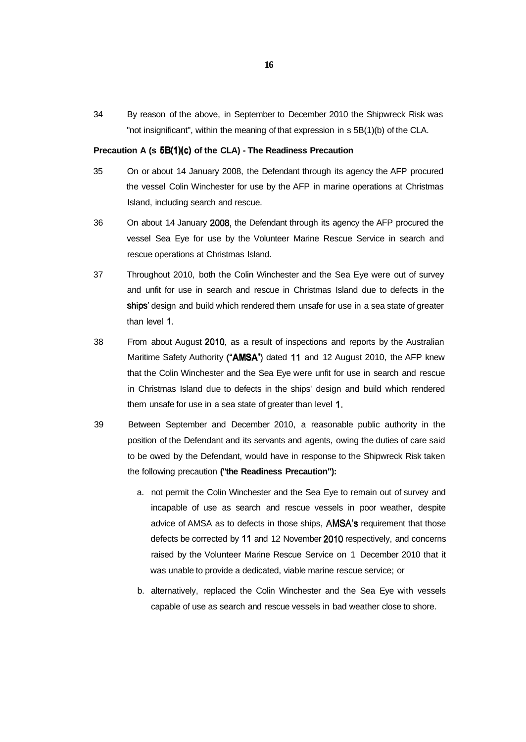34 By reason of the above, in September to December 2010 the Shipwreck Risk was "not insignificant", within the meaning of that expression in s 5B(1)(b) of the CLA.

**Precaution A (s 5B(1)(c) of the CLA) - The Readiness Precaution**

35 On or about 14 January 2008, the Defendant through its agency the AFP procured the vessel Colin Winchester for use by the AFP in marine operations at Christmas Island, including search and rescue.

36 On about 14 January 2008, the Defendant through its agency the AFP procured the vessel Sea Eye for use by the Volunteer Marine Rescue Service in search and rescue operations at Christmas Island.

37 Throughout 2010, both the Colin Winchester and the Sea Eye were out of survey and unfit for use in search and rescue in Christmas Island due to defects in the ships' design and build which rendered them unsafe for use in a sea state of greater than level 1.

38 From about August 2010, as a result of inspections and reports by the Australian Maritime Safety Authority (**"AMSA"**) dated 11 and 12 August 2010, the AFP knew that the Colin Winchester and the Sea Eye were unfit for use in search and rescue in Christmas Island due to defects in the ships' design and build which rendered them unsafe for use in a sea state of greater than level 1.

39 Between September and December 2010, a reasonable public authority in the position of the Defendant and its servants and agents, owing the duties of care said to be owed by the Defendant, would have in response to the Shipwreck Risk taken the following precaution **("the Readiness Precaution"):**

a. not permit the Colin Winchester and the Sea Eye to remain out of survey and incapable of use as search and rescue vessels in poor weather, despite advice of AMSA as to defects in those ships, AMSA's requirement that those defects be corrected by 11 and 12 November 2010 respectively, and concerns raised by the Volunteer Marine Rescue Service on 1 December 2010 that it was unable to provide a dedicated, viable marine rescue service; or

b. alternatively, replaced the Colin Winchester and the Sea Eye with vessels capable of use as search and rescue vessels in bad weather close to shore.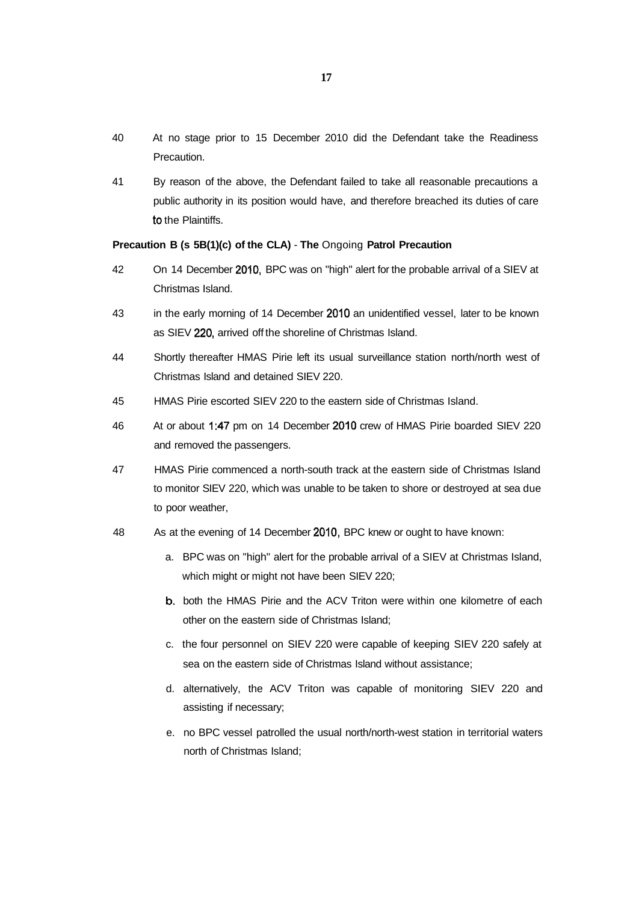40 At no stage prior to 15 December 2010 did the Defendant take the Readiness Precaution.

41 By reason of the above, the Defendant failed to take all reasonable precautions a public authority in its position would have, and therefore breached its duties of care to the Plaintiffs.

**Precaution B (s 5B(1)(c) of the CLA) - The Ongoing Patrol Precaution**

42 On 14 December 2010, BPC was on "high" alert for the probable arrival of a SIEV at Christmas Island.

43 in the early morning of 14 December 2010 an unidentified vessel, later to be known as SIEV 220, arrived off the shoreline of Christmas Island.

44 Shortly thereafter HMAS Pirie left its usual surveillance station north/north west of Christmas Island and detained SIEV 220.

45 HMAS Pirie escorted SIEV 220 to the eastern side of Christmas Island.

46 At or about 1:47 pm on 14 December 2010 crew of HMAS Pirie boarded SIEV 220 and removed the passengers.

47 HMAS Pirie commenced a north-south track at the eastern side of Christmas Island to monitor SIEV 220, which was unable to be taken to shore or destroyed at sea due to poor weather,

48 As at the evening of 14 December 2010, BPC knew or ought to have known:

a. BPC was on "high" alert for the probable arrival of a SIEV at Christmas Island, which might or might not have been SIEV 220;

b. both the HMAS Pirie and the ACV Triton were within one kilometre of each other on the eastern side of Christmas Island;

c. the four personnel on SIEV 220 were capable of keeping SIEV 220 safely at sea on the eastern side of Christmas Island without assistance;

d. alternatively, the ACV Triton was capable of monitoring SIEV 220 and assisting if necessary;

e. no BPC vessel patrolled the usual north/north-west station in territorial waters north of Christmas Island;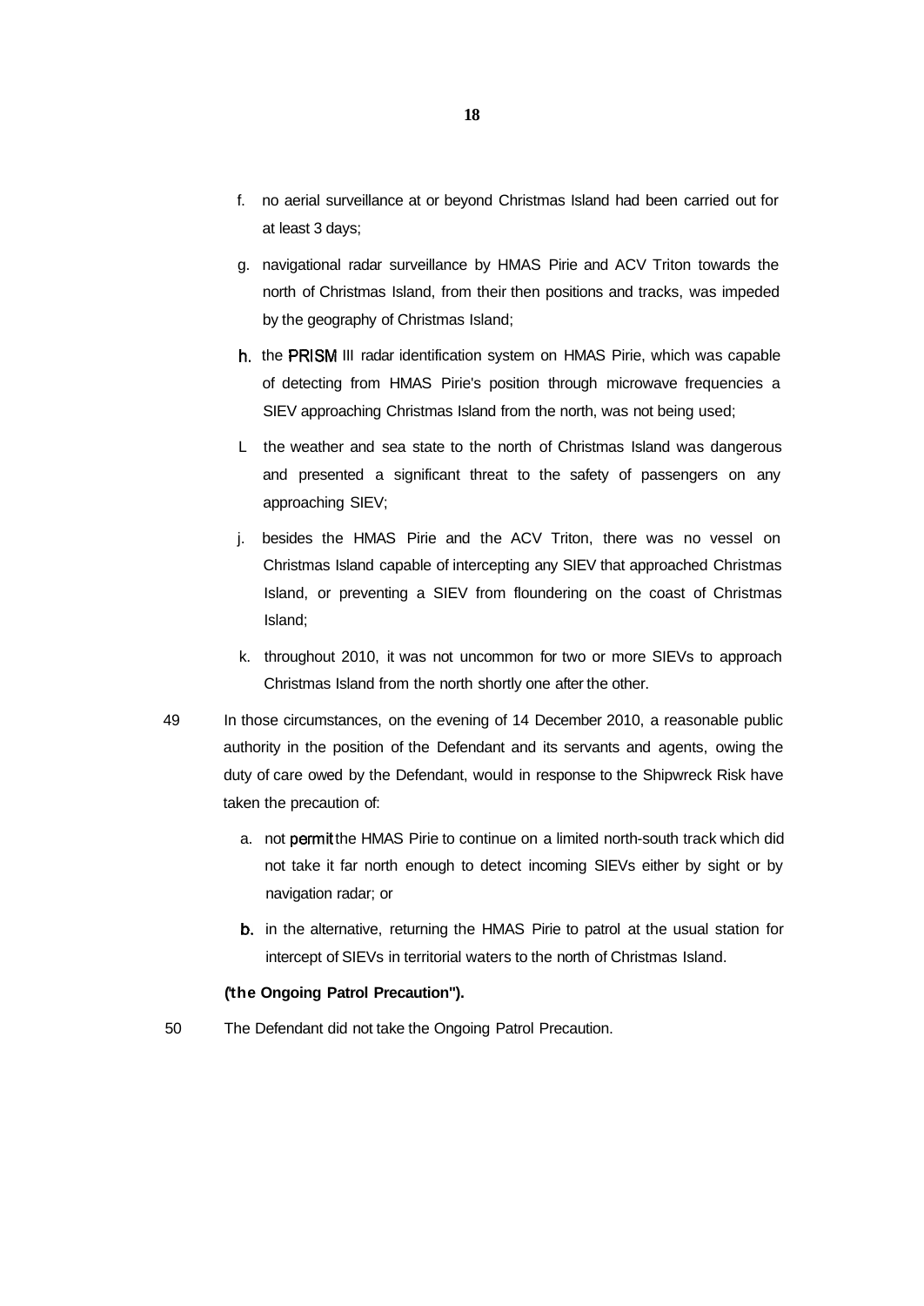f. no aerial surveillance at or beyond Christmas Island had been carried out for at least 3 days;

g. navigational radar surveillance by HMAS Pirie and ACV Triton towards the north of Christmas Island, from their then positions and tracks, was impeded by the geography of Christmas Island;

h. the PRISM III radar identification system on HMAS Pirie, which was capable of detecting from HMAS Pirie's position through microwave frequencies a SIEV approaching Christmas Island from the north, was not being used;

L the weather and sea state to the north of Christmas Island was dangerous and presented a significant threat to the safety of passengers on any approaching SIEV;

j. besides the HMAS Pirie and the ACV Triton, there was no vessel on Christmas Island capable of intercepting any SIEV that approached Christmas Island, or preventing a SIEV from floundering on the coast of Christmas Island;

k. throughout 2010, it was not uncommon for two or more SIEVs to approach Christmas Island from the north shortly one after the other.

49 In those circumstances, on the evening of 14 December 2010, a reasonable public authority in the position of the Defendant and its servants and agents, owing the duty of care owed by the Defendant, would in response to the Shipwreck Risk have taken the precaution of:

a. not permit the HMAS Pirie to continue on a limited north-south track which did not take it far north enough to detect incoming SIEVs either by sight or by navigation radar; or

b. in the alternative, returning the HMAS Pirie to patrol at the usual station for intercept of SIEVs in territorial waters to the north of Christmas Island.

**("the Ongoing Patrol Precaution").**

50 The Defendant did not take the Ongoing Patrol Precaution.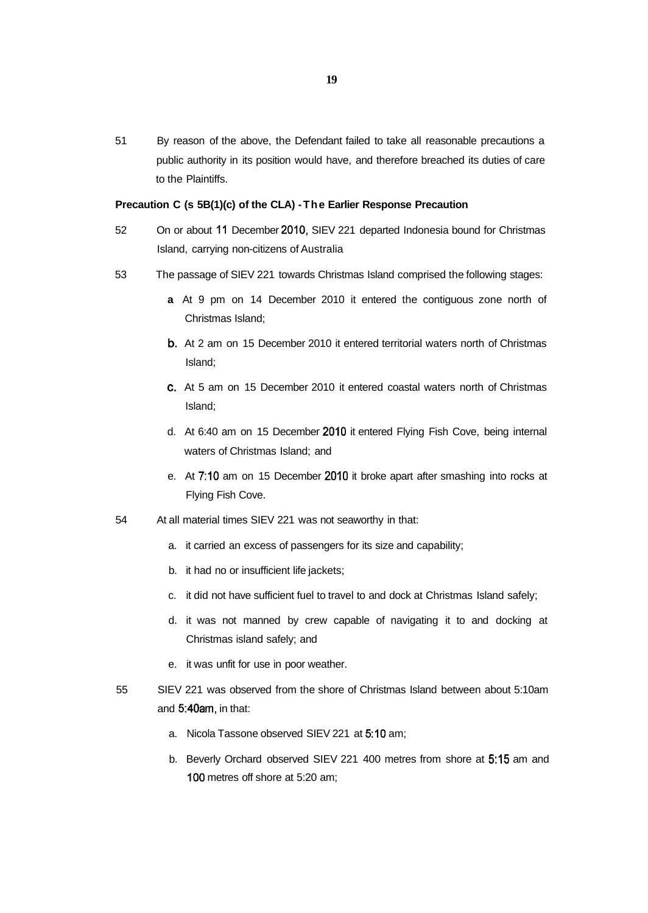51 By reason of the above, the Defendant failed to take all reasonable precautions a public authority in its position would have, and therefore breached its duties of care to the Plaintiffs.

**Precaution C (s 5B(1)(c) of the CLA) - The Earlier Response Precaution**

52 On or about 11 December 2010, SIEV 221 departed Indonesia bound for Christmas Island, carrying non-citizens of Australia

53 The passage of SIEV 221 towards Christmas Island comprised the following stages:

a. At 9 pm on 14 December 2010 it entered the contiguous zone north of Christmas Island;

b. At 2 am on 15 December 2010 it entered territorial waters north of Christmas Island;

c. At 5 am on 15 December 2010 it entered coastal waters north of Christmas Island;

d. At 6:40 am on 15 December 2010 it entered Flying Fish Cove, being internal waters of Christmas Island; and

e. At 7:10 am on 15 December 2010 it broke apart after smashing into rocks at Flying Fish Cove.

54 At all material times SIEV 221 was not seaworthy in that:

a. it carried an excess of passengers for its size and capability;

b. it had no or insufficient life jackets;

c. it did not have sufficient fuel to travel to and dock at Christmas Island safely;

d. it was not manned by crew capable of navigating it to and docking at Christmas island safely; and

e. it was unfit for use in poor weather.

55 SIEV 221 was observed from the shore of Christmas Island between about 5:10am and 5:40am, in that:

a. Nicola Tassone observed SIEV 221 at 5:10 am;

b. Beverly Orchard observed SIEV 221 400 metres from shore at 5:15 am and 100 metres off shore at 5:20 am;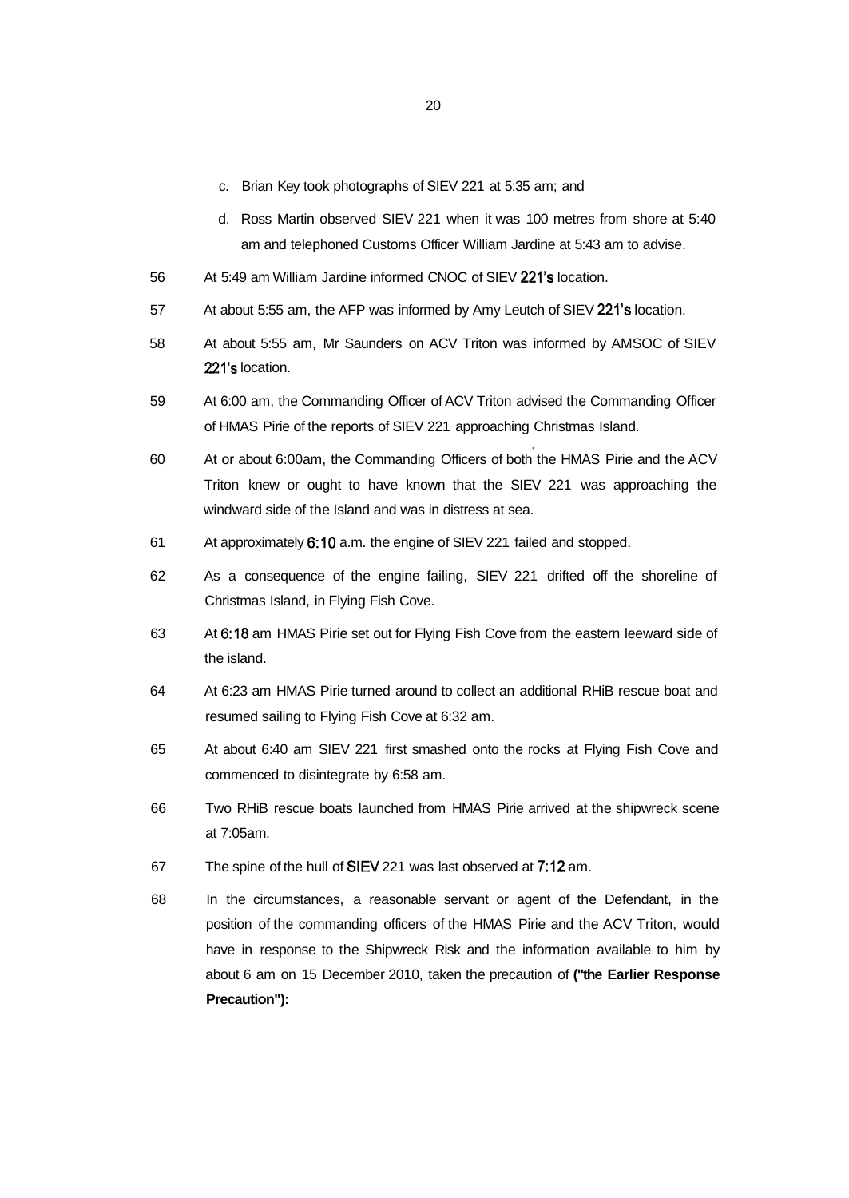c. Brian Key took photographs of SIEV 221 at 5:35 am; and

d. Ross Martin observed SIEV 221 when it was 100 metres from shore at 5:40 am and telephoned Customs Officer William Jardine at 5:43 am to advise.

56 At 5:49 am William Jardine informed CNOC of SIEV 221's location.

57 At about 5:55 am, the AFP was informed by Amy Leutch of SIEV 221's location.

58 At about 5:55 am, Mr Saunders on ACV Triton was informed by AMSOC of SIEV 221's location.

59 At 6:00 am, the Commanding Officer of ACV Triton advised the Commanding Officer of HMAS Pirie of the reports of SIEV 221 approaching Christmas Island.

60 At or about 6:00am, the Commanding Officers of both the HMAS Pirie and the ACV Triton knew or ought to have known that the SIEV 221 was approaching the windward side of the Island and was in distress at sea.

61 At approximately 6:10 a.m. the engine of SIEV 221 failed and stopped.

62 As a consequence of the engine failing, SIEV 221 drifted off the shoreline of Christmas Island, in Flying Fish Cove.

63 At 6:18 am HMAS Pirie set out for Flying Fish Cove from the eastern leeward side of the island.

64 At 6:23 am HMAS Pirie turned around to collect an additional RHiB rescue boat and resumed sailing to Flying Fish Cove at 6:32 am.

65 At about 6:40 am SIEV 221 first smashed onto the rocks at Flying Fish Cove and commenced to disintegrate by 6:58 am.

66 Two RHiB rescue boats launched from HMAS Pirie arrived at the shipwreck scene at 7:05am.

67 The spine of the hull of SIEV 221 was last observed at 7:12 am.

68 In the circumstances, a reasonable servant or agent of the Defendant, in the position of the commanding officers of the HMAS Pirie and the ACV Triton, would have in response to the Shipwreck Risk and the information available to him by about 6 am on 15 December 2010, taken the precaution of **("the Earlier Response Precaution"):**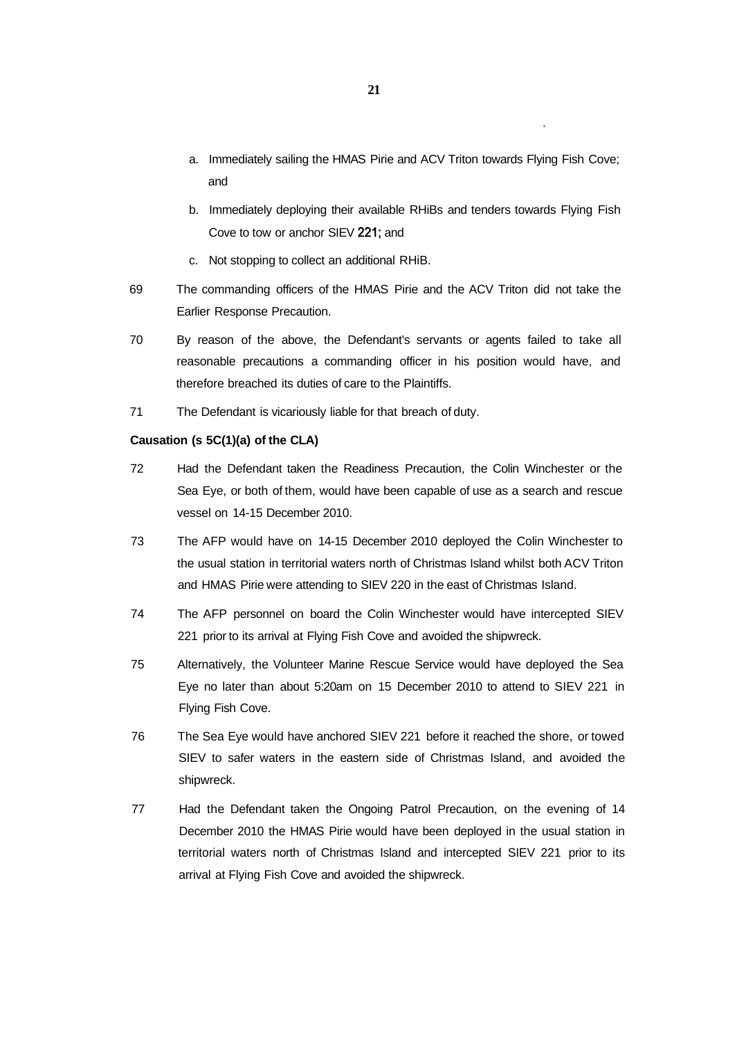a. Immediately sailing the HMAS Pirie and ACV Triton towards Flying Fish Cove; and

b. Immediately deploying their available RHiBs and tenders towards Flying Fish Cove to tow or anchor SIEV 221; and

c. Not stopping to collect an additional RHiB.

69 The commanding officers of the HMAS Pirie and the ACV Triton did not take the Earlier Response Precaution.

70 By reason of the above, the Defendant's servants or agents failed to take all reasonable precautions a commanding officer in his position would have, and therefore breached its duties of care to the Plaintiffs.

71 The Defendant is vicariously liable for that breach of duty.

**Causation (s 5C(1)(a) of the CLA)**

72 Had the Defendant taken the Readiness Precaution, the Colin Winchester or the Sea Eye, or both of them, would have been capable of use as a search and rescue vessel on 14-15 December 2010.

73 The AFP would have on 14-15 December 2010 deployed the Colin Winchester to the usual station in territorial waters north of Christmas Island whilst both ACV Triton and HMAS Pirie were attending to SIEV 220 in the east of Christmas Island.

74 The AFP personnel on board the Colin Winchester would have intercepted SIEV 221 prior to its arrival at Flying Fish Cove and avoided the shipwreck.

75 Alternatively, the Volunteer Marine Rescue Service would have deployed the Sea Eye no later than about 5:20am on 15 December 2010 to attend to SIEV 221 in Flying Fish Cove.

76 The Sea Eye would have anchored SIEV 221 before it reached the shore, or towed SIEV to safer waters in the eastern side of Christmas Island, and avoided the shipwreck.

77 Had the Defendant taken the Ongoing Patrol Precaution, on the evening of 14 December 2010 the HMAS Pirie would have been deployed in the usual station in territorial waters north of Christmas Island and intercepted SIEV 221 prior to its arrival at Flying Fish Cove and avoided the shipwreck.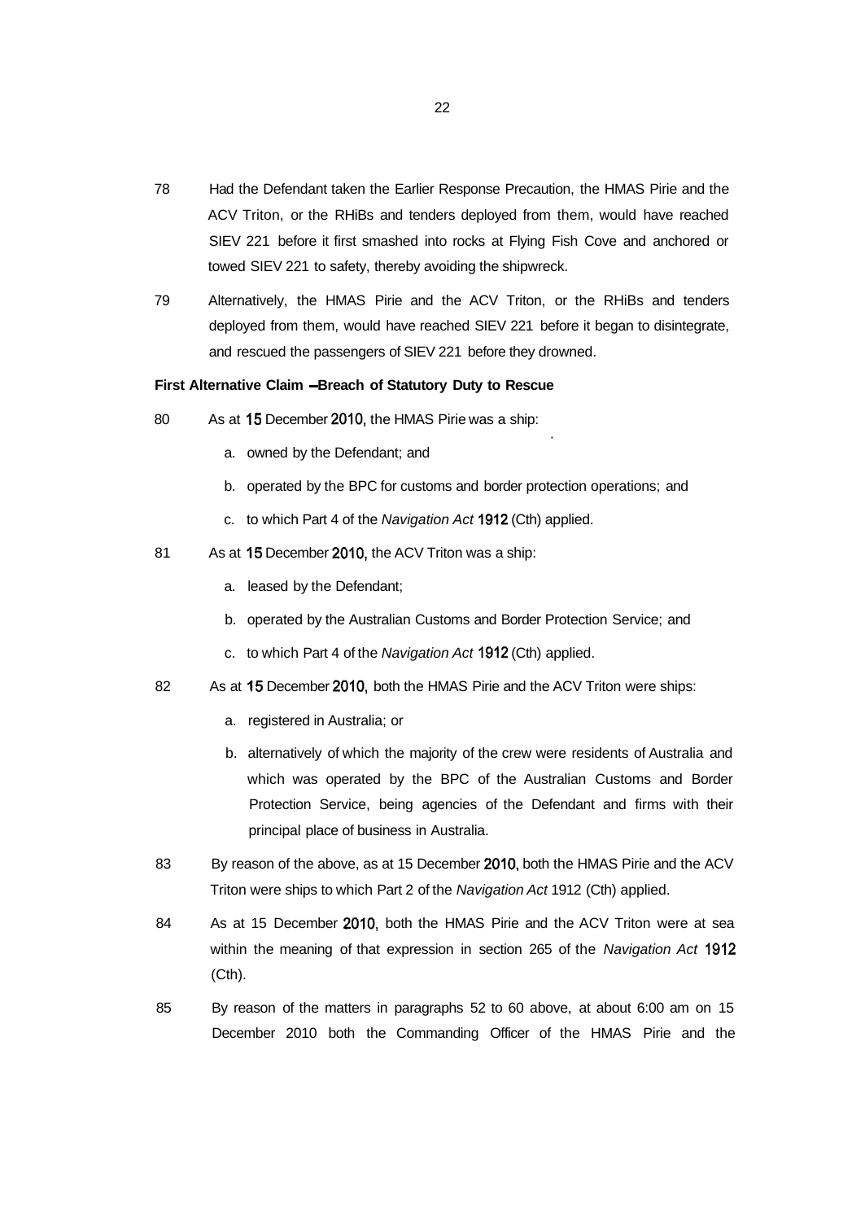78 Had the Defendant taken the Earlier Response Precaution, the HMAS Pirie and the ACV Triton, or the RHiBs and tenders deployed from them, would have reached SIEV 221 before it first smashed into rocks at Flying Fish Cove and anchored or towed SIEV 221 to safety, thereby avoiding the shipwreck.

79 Alternatively, the HMAS Pirie and the ACV Triton, or the RHiBs and tenders deployed from them, would have reached SIEV 221 before it began to disintegrate, and rescued the passengers of SIEV 221 before they drowned.

**First Alternative Claim – Breach of Statutory Duty to Rescue**

80 As at 15 December 2010, the HMAS Pirie was a ship:

a. owned by the Defendant; and

b. operated by the BPC for customs and border protection operations; and

c. to which Part 4 of the *Navigation Act* 1912 (Cth) applied.

81 As at 15 December 2010, the ACV Triton was a ship:

a. leased by the Defendant;

b. operated by the Australian Customs and Border Protection Service; and

c. to which Part 4 of the *Navigation Act* 1912 (Cth) applied.

82 As at 15 December 2010, both the HMAS Pirie and the ACV Triton were ships:

a. registered in Australia; or

b. alternatively of which the majority of the crew were residents of Australia and which was operated by the BPC of the Australian Customs and Border Protection Service, being agencies of the Defendant and firms with their principal place of business in Australia.

83 By reason of the above, as at 15 December 2010, both the HMAS Pirie and the ACV Triton were ships to which Part 2 of the *Navigation Act* 1912 (Cth) applied.

84 As at 15 December 2010, both the HMAS Pirie and the ACV Triton were at sea within the meaning of that expression in section 265 of the *Navigation Act* 1912 (Cth).

85 By reason of the matters in paragraphs 52 to 60 above, at about 6:00 am on 15 December 2010 both the Commanding Officer of the HMAS Pirie and the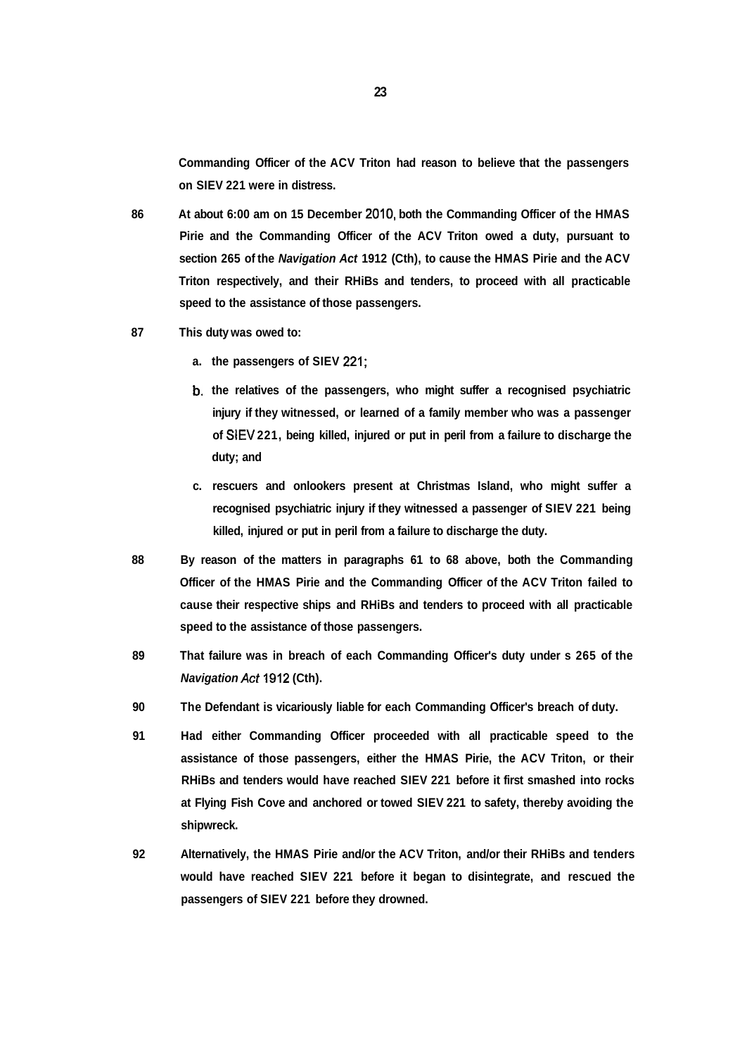**Commanding Officer of the ACV Triton had reason to believe that the passengers on SIEV 221 were in distress.**

**86** **At about 6:00 am on 15 December 2010, both the Commanding Officer of the HMAS Pirie and the Commanding Officer of the ACV Triton owed a duty, pursuant to section 265 of the *Navigation Act* 1912 (Cth), to cause the HMAS Pirie and the ACV Triton respectively, and their RHiBs and tenders, to proceed with all practicable speed to the assistance of those passengers.**

**87** **This duty was owed to:**

a. **the passengers of SIEV 221;**

b. **the relatives of the passengers, who might suffer a recognised psychiatric injury if they witnessed, or learned of a family member who was a passenger of SIEV 221, being killed, injured or put in peril from a failure to discharge the duty; and**

c. **rescuers and onlookers present at Christmas Island, who might suffer a recognised psychiatric injury if they witnessed a passenger of SIEV 221 being killed, injured or put in peril from a failure to discharge the duty.**

**88** **By reason of the matters in paragraphs 61 to 68 above, both the Commanding Officer of the HMAS Pirie and the Commanding Officer of the ACV Triton failed to cause their respective ships and RHiBs and tenders to proceed with all practicable speed to the assistance of those passengers.**

**89** **That failure was in breach of each Commanding Officer's duty under s 265 of the *Navigation Act* 1912 (Cth).**

**90** **The Defendant is vicariously liable for each Commanding Officer's breach of duty.**

**91** **Had either Commanding Officer proceeded with all practicable speed to the assistance of those passengers, either the HMAS Pirie, the ACV Triton, or their RHiBs and tenders would have reached SIEV 221 before it first smashed into rocks at Flying Fish Cove and anchored or towed SIEV 221 to safety, thereby avoiding the shipwreck.**

**92** **Alternatively, the HMAS Pirie and/or the ACV Triton, and/or their RHiBs and tenders would have reached SIEV 221 before it began to disintegrate, and rescued the passengers of SIEV 221 before they drowned.**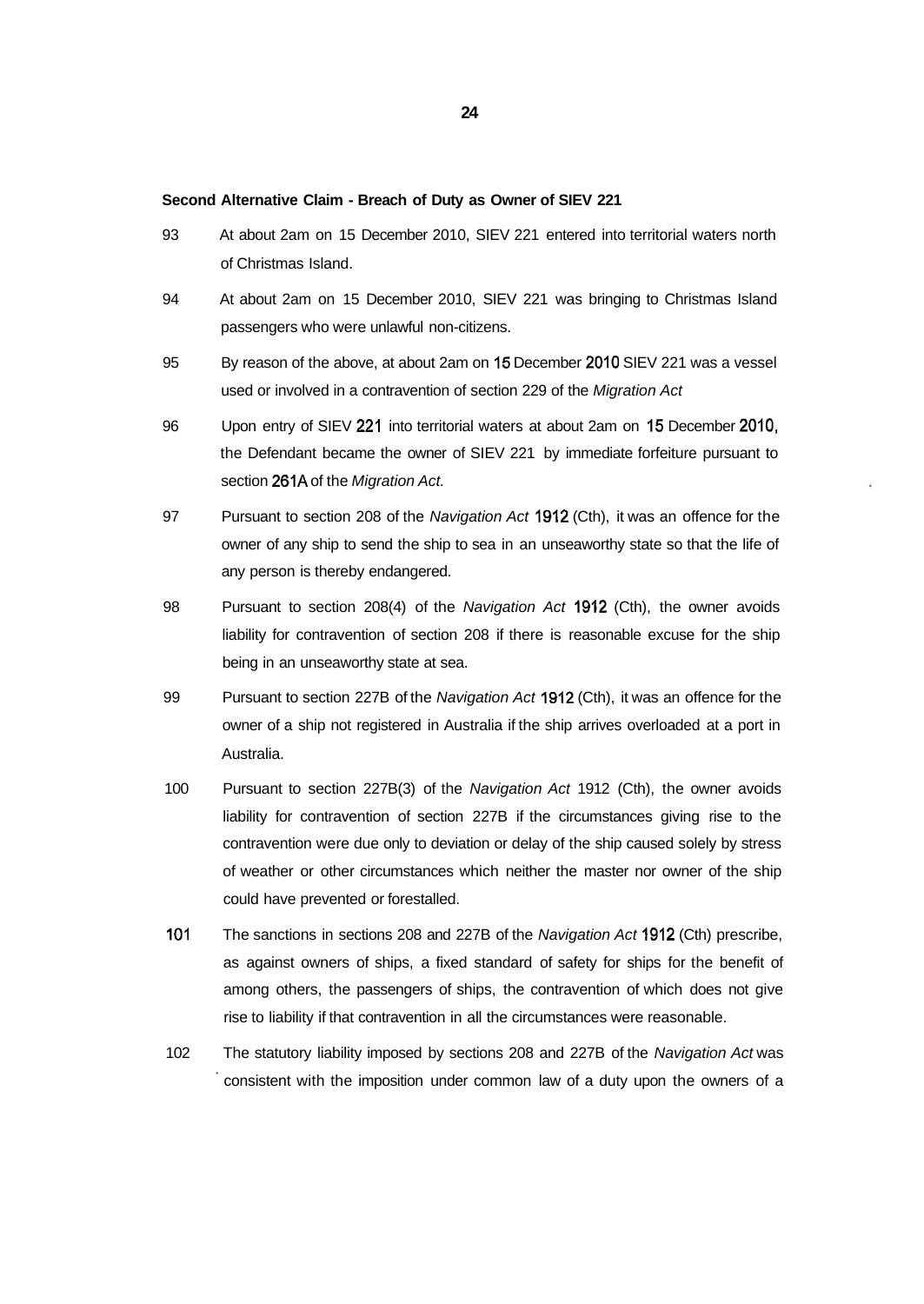**Second Alternative Claim - Breach of Duty as Owner of SIEV 221**

93 At about 2am on 15 December 2010, SIEV 221 entered into territorial waters north of Christmas Island.

94 At about 2am on 15 December 2010, SIEV 221 was bringing to Christmas Island passengers who were unlawful non-citizens.

95 By reason of the above, at about 2am on 15 December 2010 SIEV 221 was a vessel used or involved in a contravention of section 229 of the *Migration Act*

96 Upon entry of SIEV 221 into territorial waters at about 2am on 15 December 2010, the Defendant became the owner of SIEV 221 by immediate forfeiture pursuant to section 261A of the *Migration Act.*

97 Pursuant to section 208 of the *Navigation Act* 1912 (Cth), it was an offence for the owner of any ship to send the ship to sea in an unseaworthy state so that the life of any person is thereby endangered.

98 Pursuant to section 208(4) of the *Navigation Act* 1912 (Cth), the owner avoids liability for contravention of section 208 if there is reasonable excuse for the ship being in an unseaworthy state at sea.

99 Pursuant to section 227B of the *Navigation Act* 1912 (Cth), it was an offence for the owner of a ship not registered in Australia if the ship arrives overloaded at a port in Australia.

100 Pursuant to section 227B(3) of the *Navigation Act* 1912 (Cth), the owner avoids liability for contravention of section 227B if the circumstances giving rise to the contravention were due only to deviation or delay of the ship caused solely by stress of weather or other circumstances which neither the master nor owner of the ship could have prevented or forestalled.

101 The sanctions in sections 208 and 227B of the *Navigation Act* 1912 (Cth) prescribe, as against owners of ships, a fixed standard of safety for ships for the benefit of among others, the passengers of ships, the contravention of which does not give rise to liability if that contravention in all the circumstances were reasonable.

102 The statutory liability imposed by sections 208 and 227B of the *Navigation Act* was consistent with the imposition under common law of a duty upon the owners of a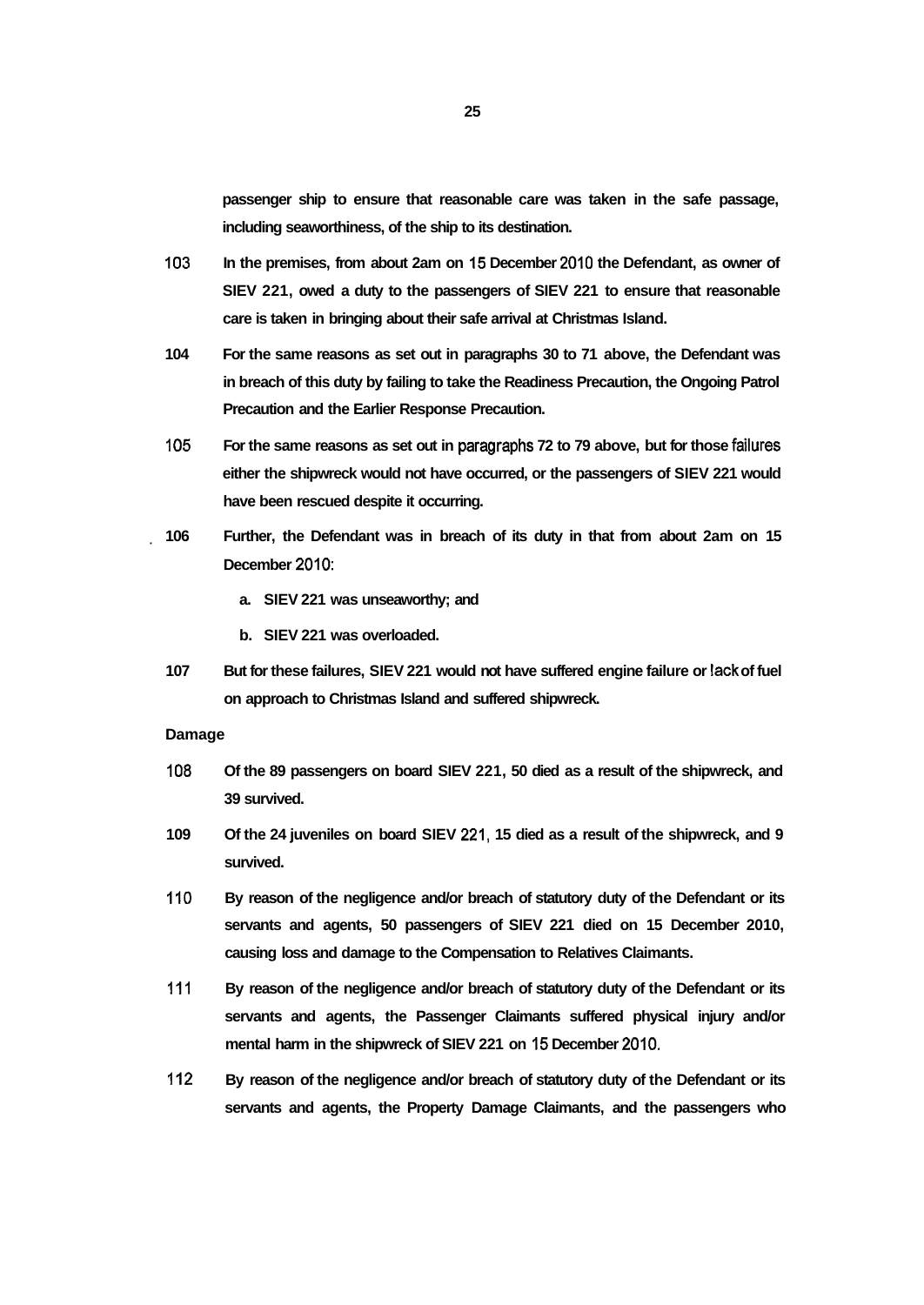**passenger ship to ensure that reasonable care was taken in the safe passage, including seaworthiness, of the ship to its destination.**

**103 In the premises, from about 2am on 15 December 2010 the Defendant, as owner of SIEV 221, owed a duty to the passengers of SIEV 221 to ensure that reasonable care is taken in bringing about their safe arrival at Christmas Island.**

**104 For the same reasons as set out in paragraphs 30 to 71 above, the Defendant was in breach of this duty by failing to take the Readiness Precaution, the Ongoing Patrol Precaution and the Earlier Response Precaution.**

**105 For the same reasons as set out in paragraphs 72 to 79 above, but for those failures either the shipwreck would not have occurred, or the passengers of SIEV 221 would have been rescued despite it occurring.**

**106 Further, the Defendant was in breach of its duty in that from about 2am on 15 December 2010:**

**a. SIEV 221 was unseaworthy; and**

**b. SIEV 221 was overloaded.**

**107 But for these failures, SIEV 221 would not have suffered engine failure or lack of fuel on approach to Christmas Island and suffered shipwreck.**

**Damage**

**108 Of the 89 passengers on board SIEV 221, 50 died as a result of the shipwreck, and 39 survived.**

**109 Of the 24 juveniles on board SIEV 221, 15 died as a result of the shipwreck, and 9 survived.**

**110 By reason of the negligence and/or breach of statutory duty of the Defendant or its servants and agents, 50 passengers of SIEV 221 died on 15 December 2010, causing loss and damage to the Compensation to Relatives Claimants.**

**111 By reason of the negligence and/or breach of statutory duty of the Defendant or its servants and agents, the Passenger Claimants suffered physical injury and/or mental harm in the shipwreck of SIEV 221 on 15 December 2010.**

**112 By reason of the negligence and/or breach of statutory duty of the Defendant or its servants and agents, the Property Damage Claimants, and the passengers who**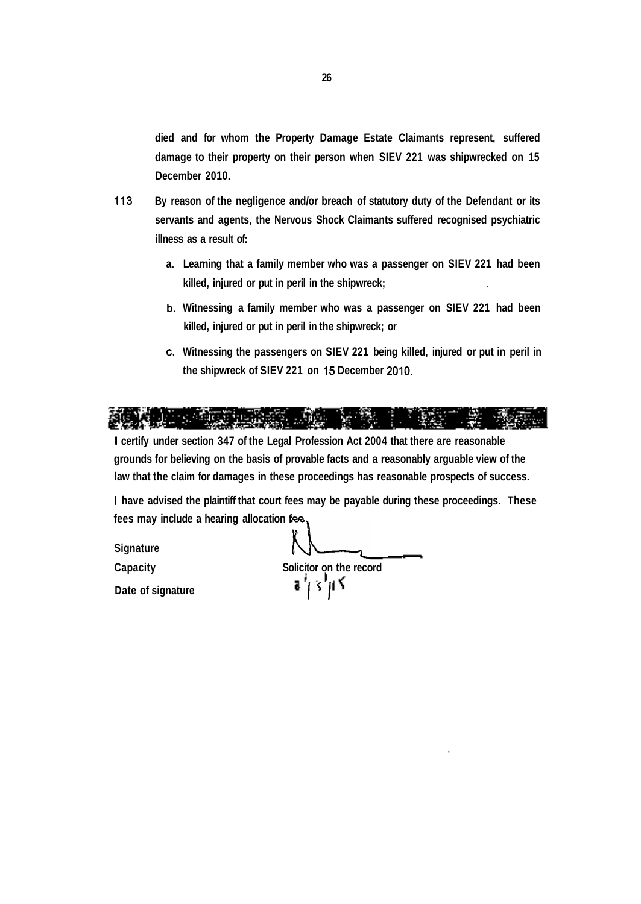died and for whom the Property Damage Estate Claimants represent, suffered damage to their property on their person when SIEV 221 was shipwrecked on 15 December 2010.

113 By reason of the negligence and/or breach of statutory duty of the Defendant or its servants and agents, the Nervous Shock Claimants suffered recognised psychiatric illness as a result of:

a. Learning that a family member who was a passenger on SIEV 221 had been killed, injured or put in peril in the shipwreck;

b. Witnessing a family member who was a passenger on SIEV 221 had been killed, injured or put in peril in the shipwreck; or

c. Witnessing the passengers on SIEV 221 being killed, injured or put in peril in the shipwreck of SIEV 221 on 15 December 2010.

I certify under section 347 of the Legal Profession Act 2004 that there are reasonable grounds for believing on the basis of provable facts and a reasonably arguable view of the law that the claim for damages in these proceedings has reasonable prospects of success.

I have advised the plaintiff that court fees may be payable during these proceedings. These fees may include a hearing allocation fee.

Signature

Capacity Solicitor on the record

Date of signature 2/5/15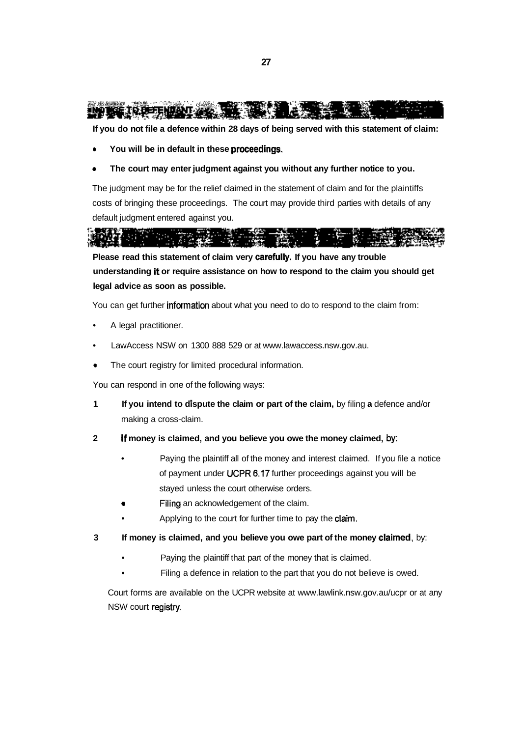## NOTICE TO DEFENDANT

**If you do not file a defence within 28 days of being served with this statement of claim:**

- **You will be in default in these proceedings.**
- **The court may enter judgment against you without any further notice to you.**

The judgment may be for the relief claimed in the statement of claim and for the plaintiffs costs of bringing these proceedings. The court may provide third parties with details of any default judgment entered against you.

## HOW TO RESPOND

**Please read this statement of claim very carefully. If you have any trouble understanding it or require assistance on how to respond to the claim you should get legal advice as soon as possible.**

You can get further information about what you need to do to respond to the claim from:

- A legal practitioner.
- LawAccess NSW on 1300 888 529 or at www.lawaccess.nsw.gov.au.
- The court registry for limited procedural information.

You can respond in one of the following ways:

1. **If you intend to dispute the claim or part of the claim,** by filing **a** defence and/or making a cross-claim.
2. **If money is claimed, and you believe you owe the money claimed,** by:
   - Paying the plaintiff all of the money and interest claimed. If you file a notice of payment under UCPR 6.17 further proceedings against you will be stayed unless the court otherwise orders.
   - Filing an acknowledgement of the claim.
   - Applying to the court for further time to pay the claim.
3. **If money is claimed, and you believe you owe part of the money claimed**, by:
   - Paying the plaintiff that part of the money that is claimed.
   - Filing a defence in relation to the part that you do not believe is owed.

Court forms are available on the UCPR website at www.lawlink.nsw.gov.au/ucpr or at any NSW court registry.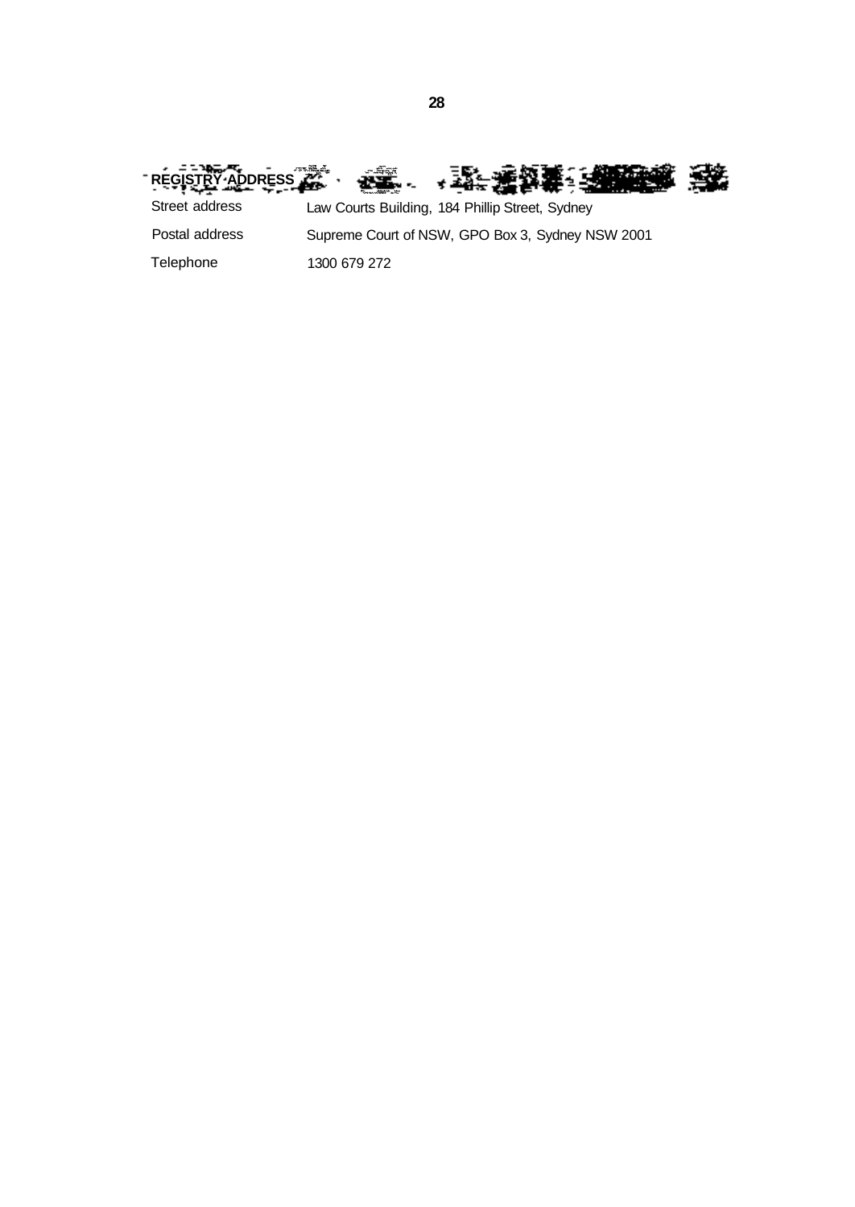**REGISTRY ADDRESS**

| | |
|---|---|
| Street address | Law Courts Building, 184 Phillip Street, Sydney |
| Postal address | Supreme Court of NSW, GPO Box 3, Sydney NSW 2001 |
| Telephone | 1300 679 272 |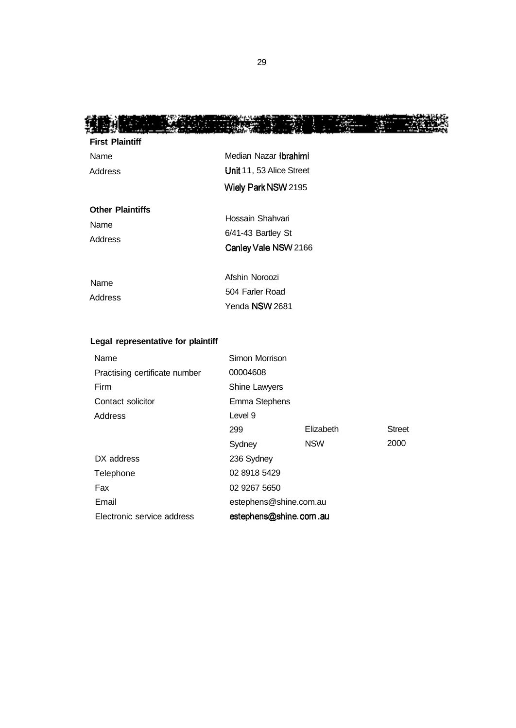**First Plaintiff**

| | |
|---|---|
| Name | Median Nazar Ibrahimi |
| Address | Unit 11, 53 Alice Street |
| | Wiely Park NSW 2195 |

**Other Plaintiffs**

| | |
|---|---|
| Name | Hossain Shahvari |
| Address | 6/41-43 Bartley St |
| | Canley Vale NSW 2166 |

| | |
|---|---|
| Name | Afshin Noroozi |
| Address | 504 Farler Road |
| | Yenda NSW 2681 |

**Legal representative for plaintiff**

| | | | |
|---|---|---|---|
| Name | Simon Morrison | | |
| Practising certificate number | 00004608 | | |
| Firm | Shine Lawyers | | |
| Contact solicitor | Emma Stephens | | |
| Address | Level 9 | | |
| | 299 | Elizabeth | Street |
| | Sydney | NSW | 2000 |
| DX address | 236 Sydney | | |
| Telephone | 02 8918 5429 | | |
| Fax | 02 9267 5650 | | |
| Email | estephens@shine.com.au | | |
| Electronic service address | estephens@shine.com.au | | |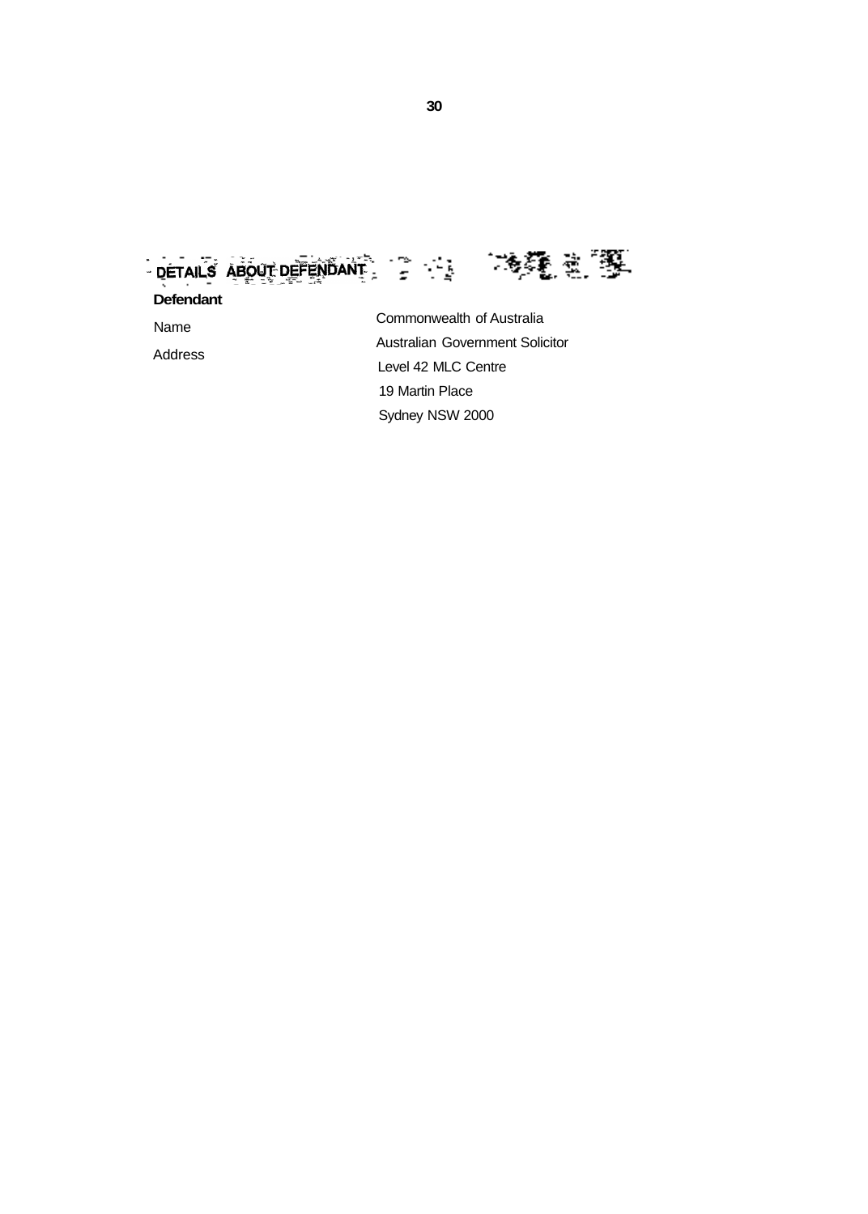## DETAILS ABOUT DEFENDANT

**Defendant**

| | |
|---|---|
| Name | Commonwealth of Australia |
| Address | Australian Government Solicitor<br>Level 42 MLC Centre<br>19 Martin Place<br>Sydney NSW 2000 |